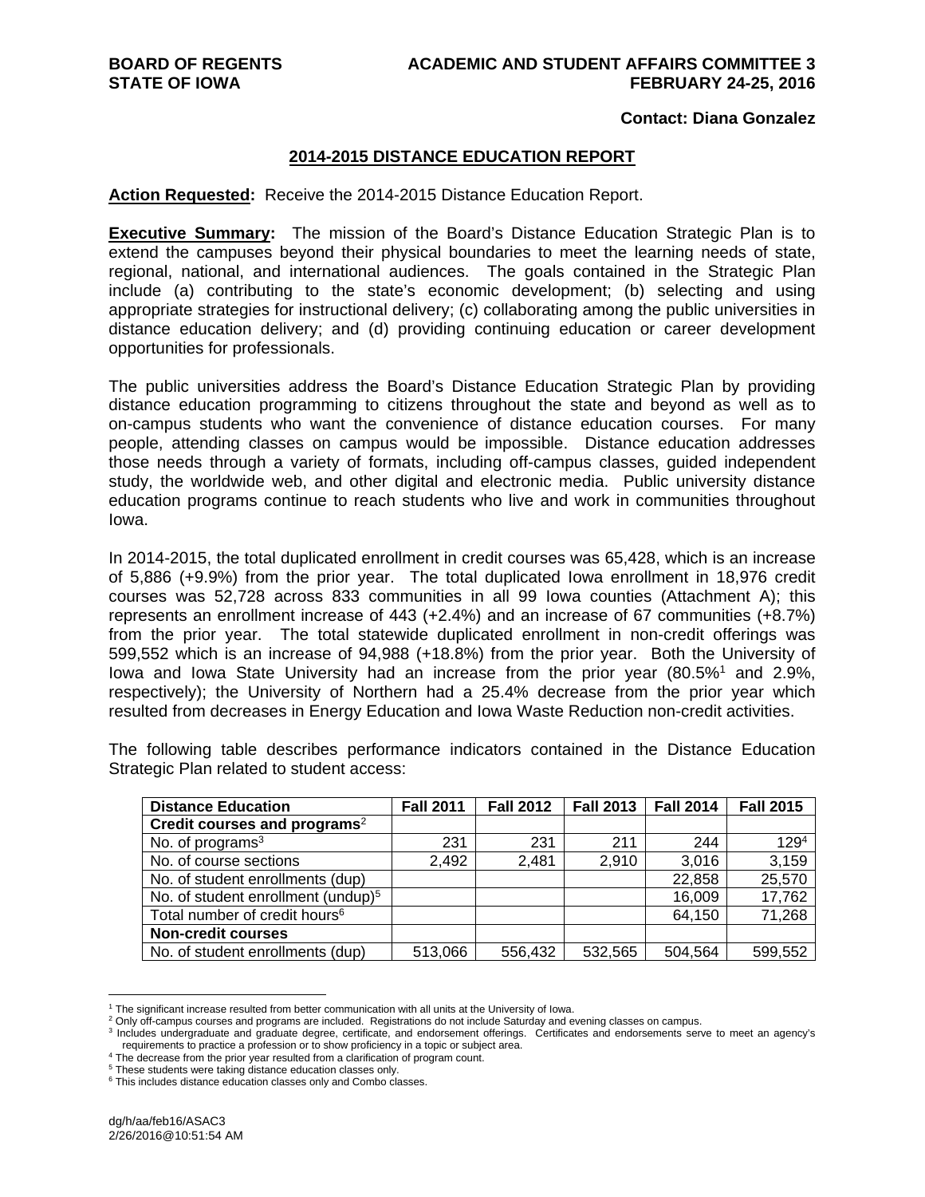**BOARD OF REGENTS**
**STATE OF IOWA**

**ACADEMIC AND STUDENT AFFAIRS COMMITTEE 3**
**FEBRUARY 24-25, 2016**

**Contact: Diana Gonzalez**

## 2014-2015 DISTANCE EDUCATION REPORT

**Action Requested:** Receive the 2014-2015 Distance Education Report.

**Executive Summary:** The mission of the Board's Distance Education Strategic Plan is to extend the campuses beyond their physical boundaries to meet the learning needs of state, regional, national, and international audiences. The goals contained in the Strategic Plan include (a) contributing to the state's economic development; (b) selecting and using appropriate strategies for instructional delivery; (c) collaborating among the public universities in distance education delivery; and (d) providing continuing education or career development opportunities for professionals.

The public universities address the Board's Distance Education Strategic Plan by providing distance education programming to citizens throughout the state and beyond as well as to on-campus students who want the convenience of distance education courses. For many people, attending classes on campus would be impossible. Distance education addresses those needs through a variety of formats, including off-campus classes, guided independent study, the worldwide web, and other digital and electronic media. Public university distance education programs continue to reach students who live and work in communities throughout Iowa.

In 2014-2015, the total duplicated enrollment in credit courses was 65,428, which is an increase of 5,886 (+9.9%) from the prior year. The total duplicated Iowa enrollment in 18,976 credit courses was 52,728 across 833 communities in all 99 Iowa counties (Attachment A); this represents an enrollment increase of 443 (+2.4%) and an increase of 67 communities (+8.7%) from the prior year. The total statewide duplicated enrollment in non-credit offerings was 599,552 which is an increase of 94,988 (+18.8%) from the prior year. Both the University of Iowa and Iowa State University had an increase from the prior year (80.5%[1] and 2.9%, respectively); the University of Northern had a 25.4% decrease from the prior year which resulted from decreases in Energy Education and Iowa Waste Reduction non-credit activities.

The following table describes performance indicators contained in the Distance Education Strategic Plan related to student access:

| Distance Education | Fall 2011 | Fall 2012 | Fall 2013 | Fall 2014 | Fall 2015 |
|---|---|---|---|---|---|
| **Credit courses and programs**[2] | | | | | |
| No. of programs[3] | 231 | 231 | 211 | 244 | 129[4] |
| No. of course sections | 2,492 | 2,481 | 2,910 | 3,016 | 3,159 |
| No. of student enrollments (dup) | | | | 22,858 | 25,570 |
| No. of student enrollment (undup)[5] | | | | 16,009 | 17,762 |
| Total number of credit hours[6] | | | | 64,150 | 71,268 |
| **Non-credit courses** | | | | | |
| No. of student enrollments (dup) | 513,066 | 556,432 | 532,565 | 504,564 | 599,552 |

[1] The significant increase resulted from better communication with all units at the University of Iowa.
[2] Only off-campus courses and programs are included. Registrations do not include Saturday and evening classes on campus.
[3] Includes undergraduate and graduate degree, certificate, and endorsement offerings. Certificates and endorsements serve to meet an agency's requirements to practice a profession or to show proficiency in a topic or subject area.
[4] The decrease from the prior year resulted from a clarification of program count.
[5] These students were taking distance education classes only.
[6] This includes distance education classes only and Combo classes.

dg/h/aa/feb16/ASAC3
2/26/2016@10:51:54 AM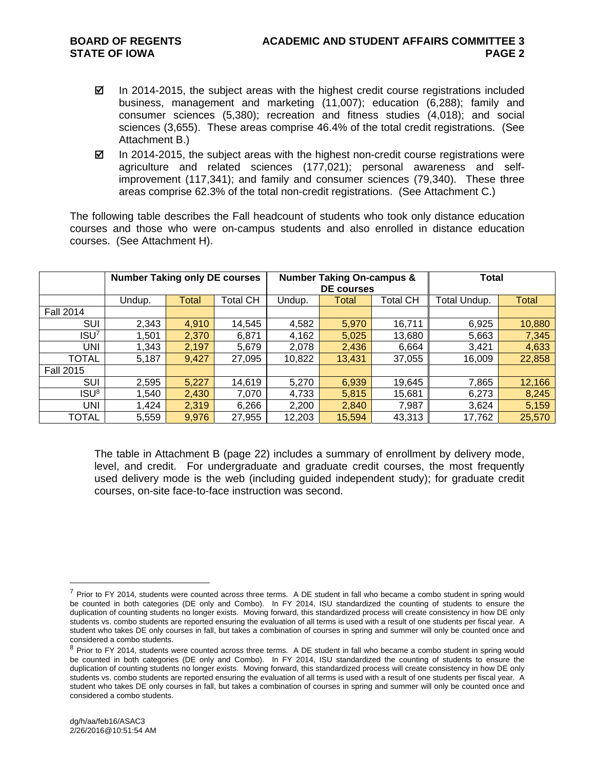- ☑ In 2014-2015, the subject areas with the highest credit course registrations included business, management and marketing (11,007); education (6,288); family and consumer sciences (5,380); recreation and fitness studies (4,018); and social sciences (3,655). These areas comprise 46.4% of the total credit registrations. (See Attachment B.)
- ☑ In 2014-2015, the subject areas with the highest non-credit course registrations were agriculture and related sciences (177,021); personal awareness and self-improvement (117,341); and family and consumer sciences (79,340). These three areas comprise 62.3% of the total non-credit registrations. (See Attachment C.)

The following table describes the Fall headcount of students who took only distance education courses and those who were on-campus students and also enrolled in distance education courses. (See Attachment H).

| | Number Taking only DE courses | | | Number Taking On-campus & DE courses | | | Total | |
|---|---|---|---|---|---|---|---|---|
| | Undup. | Total | Total CH | Undup. | Total | Total CH | Total Undup. | Total |
| Fall 2014 | | | | | | | | |
| SUI | 2,343 | 4,910 | 14,545 | 4,582 | 5,970 | 16,711 | 6,925 | 10,880 |
| ISU[7] | 1,501 | 2,370 | 6,871 | 4,162 | 5,025 | 13,680 | 5,663 | 7,345 |
| UNI | 1,343 | 2,197 | 5,679 | 2,078 | 2,436 | 6,664 | 3,421 | 4,633 |
| TOTAL | 5,187 | 9,427 | 27,095 | 10,822 | 13,431 | 37,055 | 16,009 | 22,858 |
| Fall 2015 | | | | | | | | |
| SUI | 2,595 | 5,227 | 14,619 | 5,270 | 6,939 | 19,645 | 7,865 | 12,166 |
| ISU[8] | 1,540 | 2,430 | 7,070 | 4,733 | 5,815 | 15,681 | 6,273 | 8,245 |
| UNI | 1,424 | 2,319 | 6,266 | 2,200 | 2,840 | 7,987 | 3,624 | 5,159 |
| TOTAL | 5,559 | 9,976 | 27,955 | 12,203 | 15,594 | 43,313 | 17,762 | 25,570 |

The table in Attachment B (page 22) includes a summary of enrollment by delivery mode, level, and credit. For undergraduate and graduate credit courses, the most frequently used delivery mode is the web (including guided independent study); for graduate credit courses, on-site face-to-face instruction was second.

---

[7] Prior to FY 2014, students were counted across three terms. A DE student in fall who became a combo student in spring would be counted in both categories (DE only and Combo). In FY 2014, ISU standardized the counting of students to ensure the duplication of counting students no longer exists. Moving forward, this standardized process will create consistency in how DE only students vs. combo students are reported ensuring the evaluation of all terms is used with a result of one students per fiscal year. A student who takes DE only courses in fall, but takes a combination of courses in spring and summer will only be counted once and considered a combo students.

[8] Prior to FY 2014, students were counted across three terms. A DE student in fall who became a combo student in spring would be counted in both categories (DE only and Combo). In FY 2014, ISU standardized the counting of students to ensure the duplication of counting students no longer exists. Moving forward, this standardized process will create consistency in how DE only students vs. combo students are reported ensuring the evaluation of all terms is used with a result of one students per fiscal year. A student who takes DE only courses in fall, but takes a combination of courses in spring and summer will only be counted once and considered a combo students.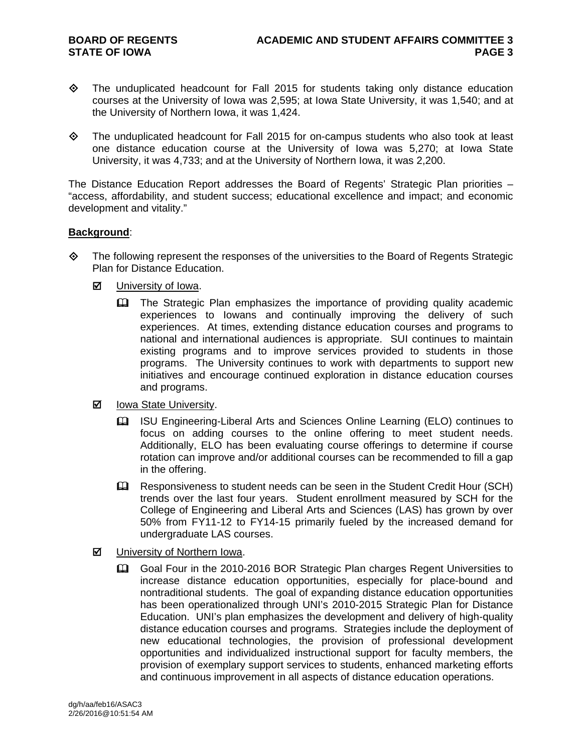- The unduplicated headcount for Fall 2015 for students taking only distance education courses at the University of Iowa was 2,595; at Iowa State University, it was 1,540; and at the University of Northern Iowa, it was 1,424.

- The unduplicated headcount for Fall 2015 for on-campus students who also took at least one distance education course at the University of Iowa was 5,270; at Iowa State University, it was 4,733; and at the University of Northern Iowa, it was 2,200.

The Distance Education Report addresses the Board of Regents' Strategic Plan priorities – "access, affordability, and student success; educational excellence and impact; and economic development and vitality."

**Background**:

- The following represent the responses of the universities to the Board of Regents Strategic Plan for Distance Education.

  - University of Iowa.

    - The Strategic Plan emphasizes the importance of providing quality academic experiences to Iowans and continually improving the delivery of such experiences. At times, extending distance education courses and programs to national and international audiences is appropriate. SUI continues to maintain existing programs and to improve services provided to students in those programs. The University continues to work with departments to support new initiatives and encourage continued exploration in distance education courses and programs.

  - Iowa State University.

    - ISU Engineering-Liberal Arts and Sciences Online Learning (ELO) continues to focus on adding courses to the online offering to meet student needs. Additionally, ELO has been evaluating course offerings to determine if course rotation can improve and/or additional courses can be recommended to fill a gap in the offering.

    - Responsiveness to student needs can be seen in the Student Credit Hour (SCH) trends over the last four years. Student enrollment measured by SCH for the College of Engineering and Liberal Arts and Sciences (LAS) has grown by over 50% from FY11-12 to FY14-15 primarily fueled by the increased demand for undergraduate LAS courses.

  - University of Northern Iowa.

    - Goal Four in the 2010-2016 BOR Strategic Plan charges Regent Universities to increase distance education opportunities, especially for place-bound and nontraditional students. The goal of expanding distance education opportunities has been operationalized through UNI's 2010-2015 Strategic Plan for Distance Education. UNI's plan emphasizes the development and delivery of high-quality distance education courses and programs. Strategies include the deployment of new educational technologies, the provision of professional development opportunities and individualized instructional support for faculty members, the provision of exemplary support services to students, enhanced marketing efforts and continuous improvement in all aspects of distance education operations.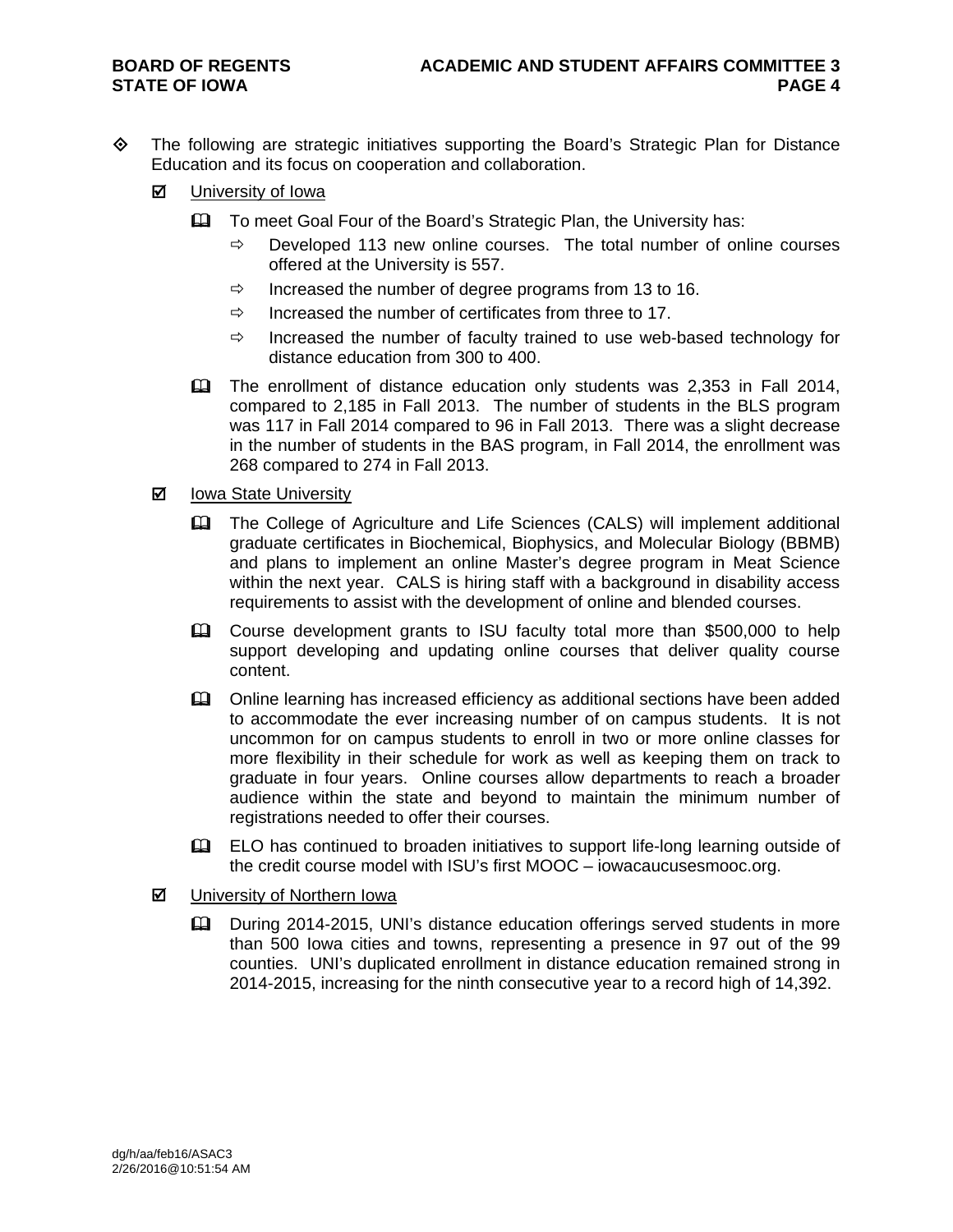- The following are strategic initiatives supporting the Board's Strategic Plan for Distance Education and its focus on cooperation and collaboration.

  - University of Iowa

    - To meet Goal Four of the Board's Strategic Plan, the University has:
      - Developed 113 new online courses. The total number of online courses offered at the University is 557.
      - Increased the number of degree programs from 13 to 16.
      - Increased the number of certificates from three to 17.
      - Increased the number of faculty trained to use web-based technology for distance education from 300 to 400.
    - The enrollment of distance education only students was 2,353 in Fall 2014, compared to 2,185 in Fall 2013. The number of students in the BLS program was 117 in Fall 2014 compared to 96 in Fall 2013. There was a slight decrease in the number of students in the BAS program, in Fall 2014, the enrollment was 268 compared to 274 in Fall 2013.

  - Iowa State University

    - The College of Agriculture and Life Sciences (CALS) will implement additional graduate certificates in Biochemical, Biophysics, and Molecular Biology (BBMB) and plans to implement an online Master's degree program in Meat Science within the next year. CALS is hiring staff with a background in disability access requirements to assist with the development of online and blended courses.
    - Course development grants to ISU faculty total more than $500,000 to help support developing and updating online courses that deliver quality course content.
    - Online learning has increased efficiency as additional sections have been added to accommodate the ever increasing number of on campus students. It is not uncommon for on campus students to enroll in two or more online classes for more flexibility in their schedule for work as well as keeping them on track to graduate in four years. Online courses allow departments to reach a broader audience within the state and beyond to maintain the minimum number of registrations needed to offer their courses.
    - ELO has continued to broaden initiatives to support life-long learning outside of the credit course model with ISU's first MOOC – iowacaucusesmooc.org.

  - University of Northern Iowa

    - During 2014-2015, UNI's distance education offerings served students in more than 500 Iowa cities and towns, representing a presence in 97 out of the 99 counties. UNI's duplicated enrollment in distance education remained strong in 2014-2015, increasing for the ninth consecutive year to a record high of 14,392.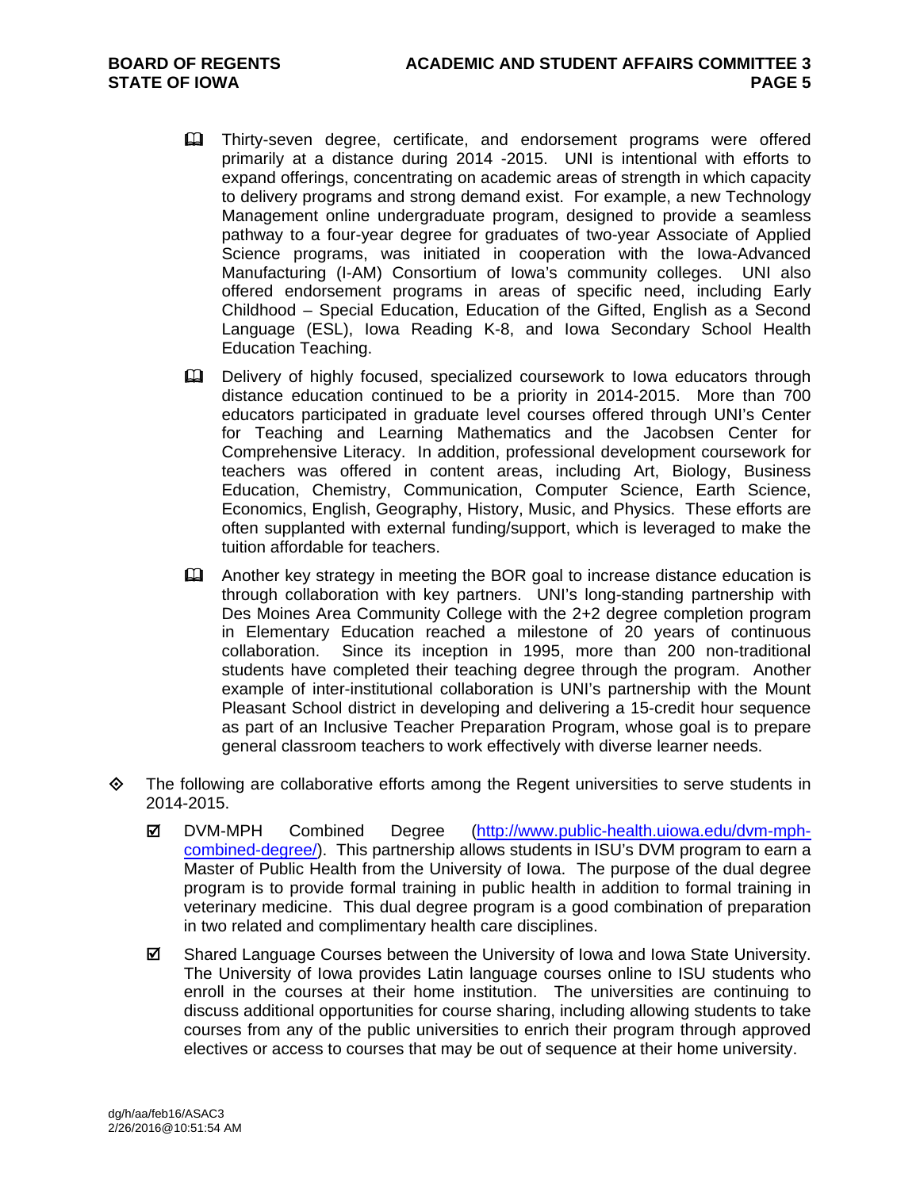- Thirty-seven degree, certificate, and endorsement programs were offered primarily at a distance during 2014 -2015. UNI is intentional with efforts to expand offerings, concentrating on academic areas of strength in which capacity to delivery programs and strong demand exist. For example, a new Technology Management online undergraduate program, designed to provide a seamless pathway to a four-year degree for graduates of two-year Associate of Applied Science programs, was initiated in cooperation with the Iowa-Advanced Manufacturing (I-AM) Consortium of Iowa's community colleges. UNI also offered endorsement programs in areas of specific need, including Early Childhood – Special Education, Education of the Gifted, English as a Second Language (ESL), Iowa Reading K-8, and Iowa Secondary School Health Education Teaching.

- Delivery of highly focused, specialized coursework to Iowa educators through distance education continued to be a priority in 2014-2015. More than 700 educators participated in graduate level courses offered through UNI's Center for Teaching and Learning Mathematics and the Jacobsen Center for Comprehensive Literacy. In addition, professional development coursework for teachers was offered in content areas, including Art, Biology, Business Education, Chemistry, Communication, Computer Science, Earth Science, Economics, English, Geography, History, Music, and Physics. These efforts are often supplanted with external funding/support, which is leveraged to make the tuition affordable for teachers.

- Another key strategy in meeting the BOR goal to increase distance education is through collaboration with key partners. UNI's long-standing partnership with Des Moines Area Community College with the 2+2 degree completion program in Elementary Education reached a milestone of 20 years of continuous collaboration. Since its inception in 1995, more than 200 non-traditional students have completed their teaching degree through the program. Another example of inter-institutional collaboration is UNI's partnership with the Mount Pleasant School district in developing and delivering a 15-credit hour sequence as part of an Inclusive Teacher Preparation Program, whose goal is to prepare general classroom teachers to work effectively with diverse learner needs.

- The following are collaborative efforts among the Regent universities to serve students in 2014-2015.

  - ☑ DVM-MPH Combined Degree (http://www.public-health.uiowa.edu/dvm-mph-combined-degree/). This partnership allows students in ISU's DVM program to earn a Master of Public Health from the University of Iowa. The purpose of the dual degree program is to provide formal training in public health in addition to formal training in veterinary medicine. This dual degree program is a good combination of preparation in two related and complimentary health care disciplines.

  - ☑ Shared Language Courses between the University of Iowa and Iowa State University. The University of Iowa provides Latin language courses online to ISU students who enroll in the courses at their home institution. The universities are continuing to discuss additional opportunities for course sharing, including allowing students to take courses from any of the public universities to enrich their program through approved electives or access to courses that may be out of sequence at their home university.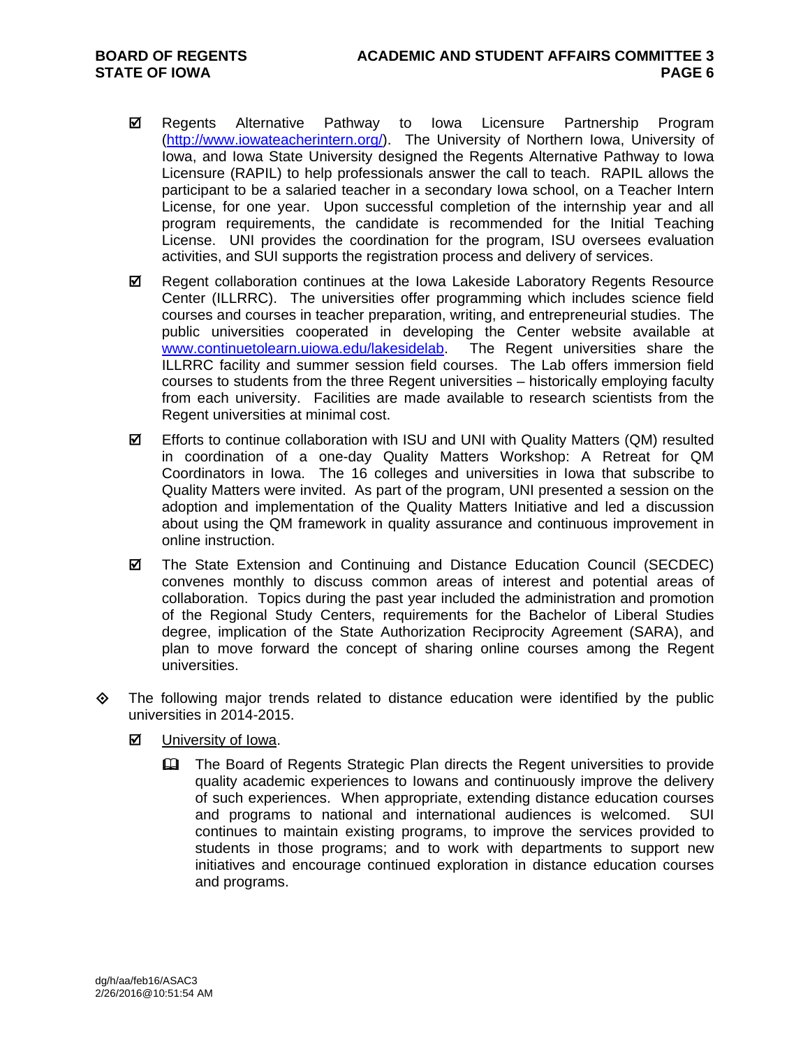- ☑ Regents Alternative Pathway to Iowa Licensure Partnership Program ([http://www.iowateacherintern.org/](http://www.iowateacherintern.org/)). The University of Northern Iowa, University of Iowa, and Iowa State University designed the Regents Alternative Pathway to Iowa Licensure (RAPIL) to help professionals answer the call to teach. RAPIL allows the participant to be a salaried teacher in a secondary Iowa school, on a Teacher Intern License, for one year. Upon successful completion of the internship year and all program requirements, the candidate is recommended for the Initial Teaching License. UNI provides the coordination for the program, ISU oversees evaluation activities, and SUI supports the registration process and delivery of services.

- ☑ Regent collaboration continues at the Iowa Lakeside Laboratory Regents Resource Center (ILLRRC). The universities offer programming which includes science field courses and courses in teacher preparation, writing, and entrepreneurial studies. The public universities cooperated in developing the Center website available at [www.continuetolearn.uiowa.edu/lakesidelab](http://www.continuetolearn.uiowa.edu/lakesidelab). The Regent universities share the ILLRRC facility and summer session field courses. The Lab offers immersion field courses to students from the three Regent universities – historically employing faculty from each university. Facilities are made available to research scientists from the Regent universities at minimal cost.

- ☑ Efforts to continue collaboration with ISU and UNI with Quality Matters (QM) resulted in coordination of a one-day Quality Matters Workshop: A Retreat for QM Coordinators in Iowa. The 16 colleges and universities in Iowa that subscribe to Quality Matters were invited. As part of the program, UNI presented a session on the adoption and implementation of the Quality Matters Initiative and led a discussion about using the QM framework in quality assurance and continuous improvement in online instruction.

- ☑ The State Extension and Continuing and Distance Education Council (SECDEC) convenes monthly to discuss common areas of interest and potential areas of collaboration. Topics during the past year included the administration and promotion of the Regional Study Centers, requirements for the Bachelor of Liberal Studies degree, implication of the State Authorization Reciprocity Agreement (SARA), and plan to move forward the concept of sharing online courses among the Regent universities.

◇ The following major trends related to distance education were identified by the public universities in 2014-2015.

- ☑ <u>University of Iowa</u>.

  - 🕮 The Board of Regents Strategic Plan directs the Regent universities to provide quality academic experiences to Iowans and continuously improve the delivery of such experiences. When appropriate, extending distance education courses and programs to national and international audiences is welcomed. SUI continues to maintain existing programs, to improve the services provided to students in those programs; and to work with departments to support new initiatives and encourage continued exploration in distance education courses and programs.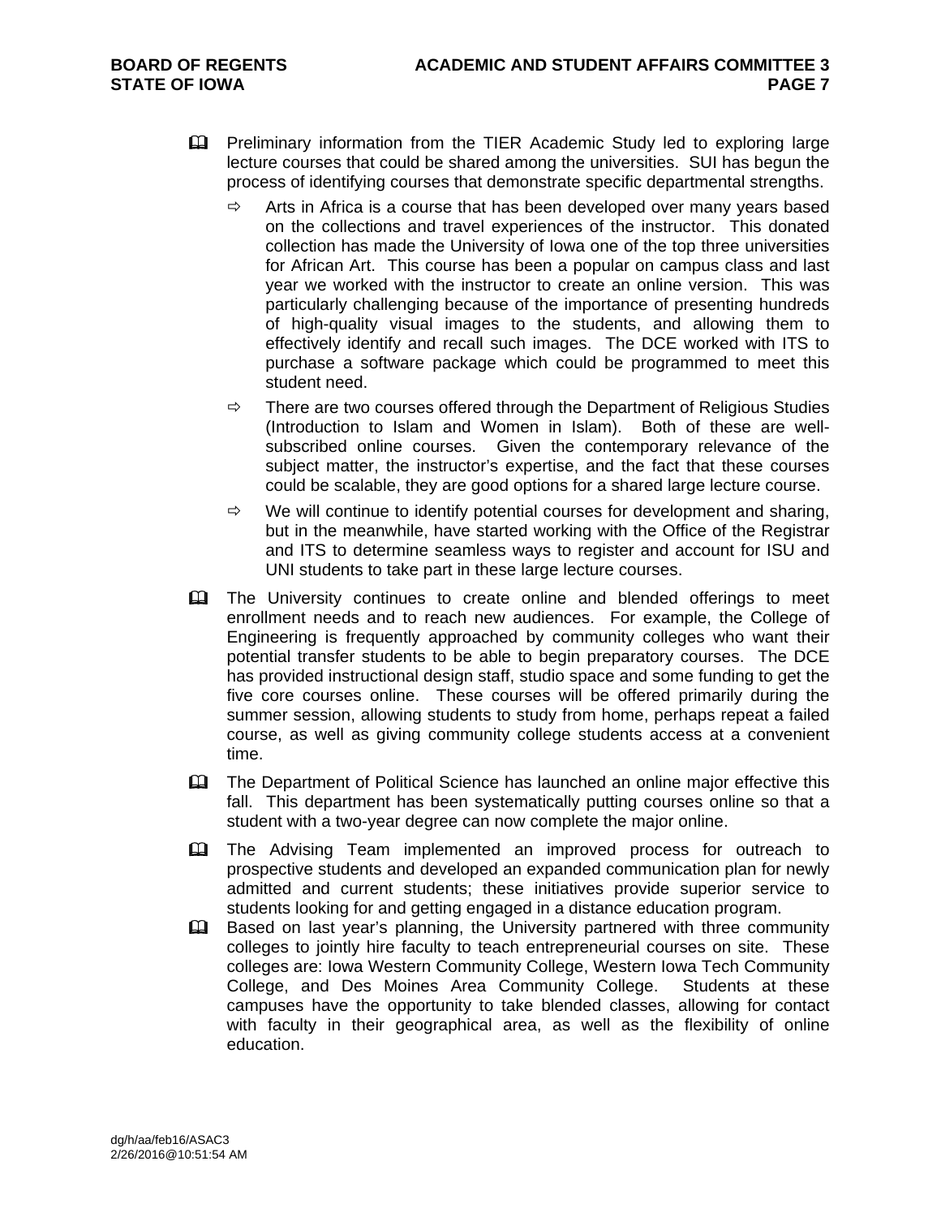- Preliminary information from the TIER Academic Study led to exploring large lecture courses that could be shared among the universities. SUI has begun the process of identifying courses that demonstrate specific departmental strengths.
  - Arts in Africa is a course that has been developed over many years based on the collections and travel experiences of the instructor. This donated collection has made the University of Iowa one of the top three universities for African Art. This course has been a popular on campus class and last year we worked with the instructor to create an online version. This was particularly challenging because of the importance of presenting hundreds of high-quality visual images to the students, and allowing them to effectively identify and recall such images. The DCE worked with ITS to purchase a software package which could be programmed to meet this student need.
  - There are two courses offered through the Department of Religious Studies (Introduction to Islam and Women in Islam). Both of these are well-subscribed online courses. Given the contemporary relevance of the subject matter, the instructor's expertise, and the fact that these courses could be scalable, they are good options for a shared large lecture course.
  - We will continue to identify potential courses for development and sharing, but in the meanwhile, have started working with the Office of the Registrar and ITS to determine seamless ways to register and account for ISU and UNI students to take part in these large lecture courses.
- The University continues to create online and blended offerings to meet enrollment needs and to reach new audiences. For example, the College of Engineering is frequently approached by community colleges who want their potential transfer students to be able to begin preparatory courses. The DCE has provided instructional design staff, studio space and some funding to get the five core courses online. These courses will be offered primarily during the summer session, allowing students to study from home, perhaps repeat a failed course, as well as giving community college students access at a convenient time.
- The Department of Political Science has launched an online major effective this fall. This department has been systematically putting courses online so that a student with a two-year degree can now complete the major online.
- The Advising Team implemented an improved process for outreach to prospective students and developed an expanded communication plan for newly admitted and current students; these initiatives provide superior service to students looking for and getting engaged in a distance education program.
- Based on last year's planning, the University partnered with three community colleges to jointly hire faculty to teach entrepreneurial courses on site. These colleges are: Iowa Western Community College, Western Iowa Tech Community College, and Des Moines Area Community College. Students at these campuses have the opportunity to take blended classes, allowing for contact with faculty in their geographical area, as well as the flexibility of online education.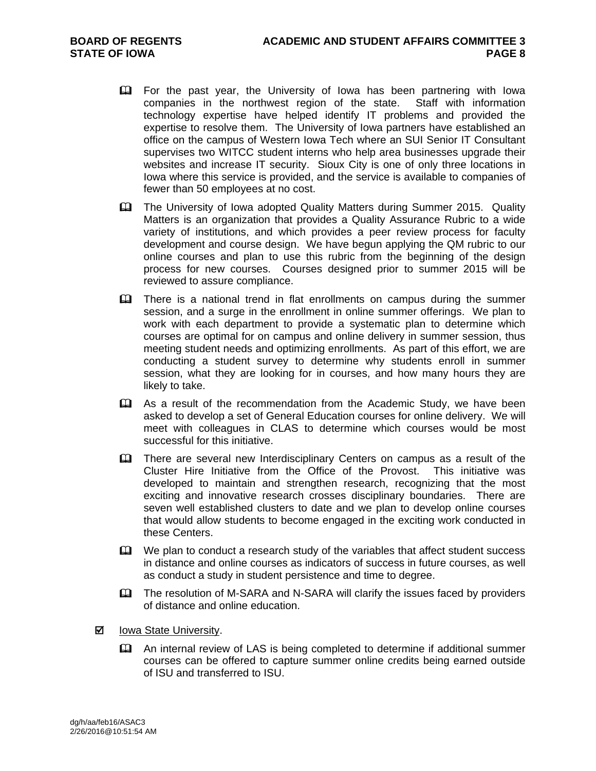- For the past year, the University of Iowa has been partnering with Iowa companies in the northwest region of the state. Staff with information technology expertise have helped identify IT problems and provided the expertise to resolve them. The University of Iowa partners have established an office on the campus of Western Iowa Tech where an SUI Senior IT Consultant supervises two WITCC student interns who help area businesses upgrade their websites and increase IT security. Sioux City is one of only three locations in Iowa where this service is provided, and the service is available to companies of fewer than 50 employees at no cost.
- The University of Iowa adopted Quality Matters during Summer 2015. Quality Matters is an organization that provides a Quality Assurance Rubric to a wide variety of institutions, and which provides a peer review process for faculty development and course design. We have begun applying the QM rubric to our online courses and plan to use this rubric from the beginning of the design process for new courses. Courses designed prior to summer 2015 will be reviewed to assure compliance.
- There is a national trend in flat enrollments on campus during the summer session, and a surge in the enrollment in online summer offerings. We plan to work with each department to provide a systematic plan to determine which courses are optimal for on campus and online delivery in summer session, thus meeting student needs and optimizing enrollments. As part of this effort, we are conducting a student survey to determine why students enroll in summer session, what they are looking for in courses, and how many hours they are likely to take.
- As a result of the recommendation from the Academic Study, we have been asked to develop a set of General Education courses for online delivery. We will meet with colleagues in CLAS to determine which courses would be most successful for this initiative.
- There are several new Interdisciplinary Centers on campus as a result of the Cluster Hire Initiative from the Office of the Provost. This initiative was developed to maintain and strengthen research, recognizing that the most exciting and innovative research crosses disciplinary boundaries. There are seven well established clusters to date and we plan to develop online courses that would allow students to become engaged in the exciting work conducted in these Centers.
- We plan to conduct a research study of the variables that affect student success in distance and online courses as indicators of success in future courses, as well as conduct a study in student persistence and time to degree.
- The resolution of M-SARA and N-SARA will clarify the issues faced by providers of distance and online education.

☑ Iowa State University.

- An internal review of LAS is being completed to determine if additional summer courses can be offered to capture summer online credits being earned outside of ISU and transferred to ISU.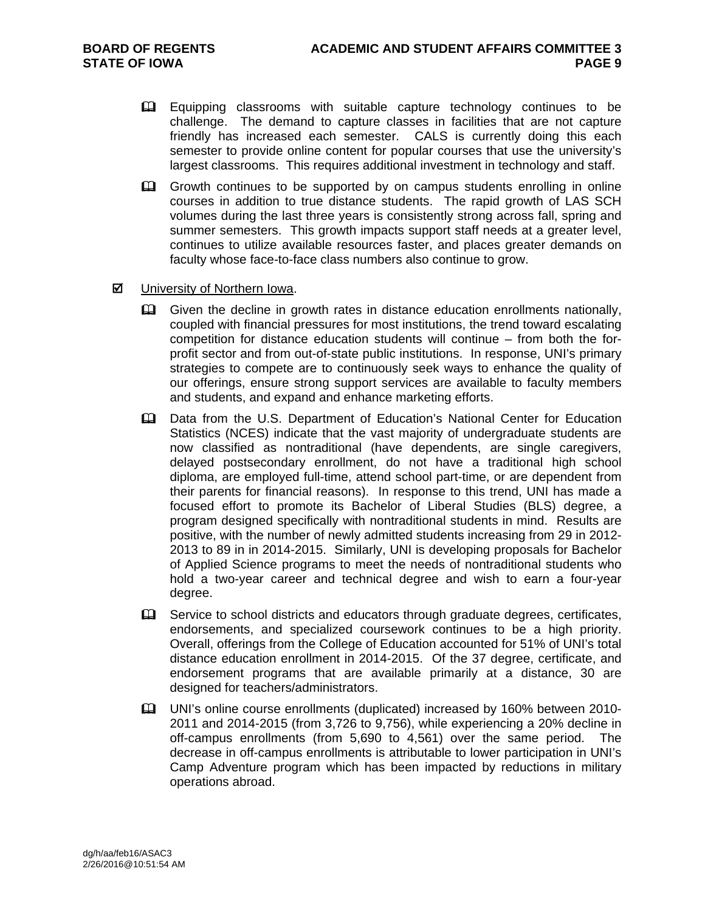- Equipping classrooms with suitable capture technology continues to be challenge. The demand to capture classes in facilities that are not capture friendly has increased each semester. CALS is currently doing this each semester to provide online content for popular courses that use the university's largest classrooms. This requires additional investment in technology and staff.

- Growth continues to be supported by on campus students enrolling in online courses in addition to true distance students. The rapid growth of LAS SCH volumes during the last three years is consistently strong across fall, spring and summer semesters. This growth impacts support staff needs at a greater level, continues to utilize available resources faster, and places greater demands on faculty whose face-to-face class numbers also continue to grow.

☑ University of Northern Iowa.

- Given the decline in growth rates in distance education enrollments nationally, coupled with financial pressures for most institutions, the trend toward escalating competition for distance education students will continue – from both the for-profit sector and from out-of-state public institutions. In response, UNI's primary strategies to compete are to continuously seek ways to enhance the quality of our offerings, ensure strong support services are available to faculty members and students, and expand and enhance marketing efforts.

- Data from the U.S. Department of Education's National Center for Education Statistics (NCES) indicate that the vast majority of undergraduate students are now classified as nontraditional (have dependents, are single caregivers, delayed postsecondary enrollment, do not have a traditional high school diploma, are employed full-time, attend school part-time, or are dependent from their parents for financial reasons). In response to this trend, UNI has made a focused effort to promote its Bachelor of Liberal Studies (BLS) degree, a program designed specifically with nontraditional students in mind. Results are positive, with the number of newly admitted students increasing from 29 in 2012-2013 to 89 in in 2014-2015. Similarly, UNI is developing proposals for Bachelor of Applied Science programs to meet the needs of nontraditional students who hold a two-year career and technical degree and wish to earn a four-year degree.

- Service to school districts and educators through graduate degrees, certificates, endorsements, and specialized coursework continues to be a high priority. Overall, offerings from the College of Education accounted for 51% of UNI's total distance education enrollment in 2014-2015. Of the 37 degree, certificate, and endorsement programs that are available primarily at a distance, 30 are designed for teachers/administrators.

- UNI's online course enrollments (duplicated) increased by 160% between 2010-2011 and 2014-2015 (from 3,726 to 9,756), while experiencing a 20% decline in off-campus enrollments (from 5,690 to 4,561) over the same period. The decrease in off-campus enrollments is attributable to lower participation in UNI's Camp Adventure program which has been impacted by reductions in military operations abroad.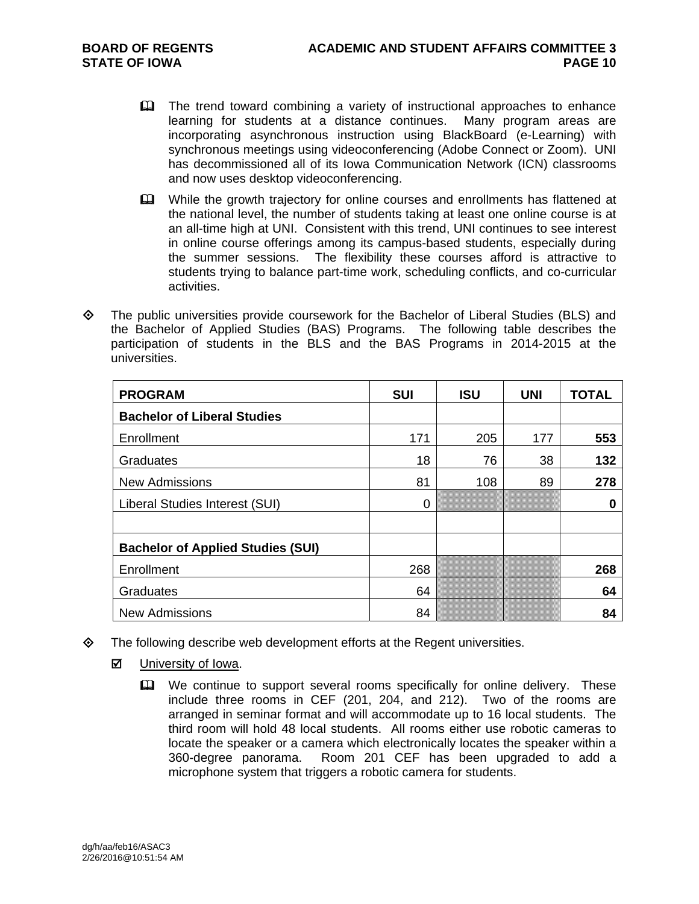- The trend toward combining a variety of instructional approaches to enhance learning for students at a distance continues. Many program areas are incorporating asynchronous instruction using BlackBoard (e-Learning) with synchronous meetings using videoconferencing (Adobe Connect or Zoom). UNI has decommissioned all of its Iowa Communication Network (ICN) classrooms and now uses desktop videoconferencing.

- While the growth trajectory for online courses and enrollments has flattened at the national level, the number of students taking at least one online course is at an all-time high at UNI. Consistent with this trend, UNI continues to see interest in online course offerings among its campus-based students, especially during the summer sessions. The flexibility these courses afford is attractive to students trying to balance part-time work, scheduling conflicts, and co-curricular activities.

◇ The public universities provide coursework for the Bachelor of Liberal Studies (BLS) and the Bachelor of Applied Studies (BAS) Programs. The following table describes the participation of students in the BLS and the BAS Programs in 2014-2015 at the universities.

| PROGRAM | SUI | ISU | UNI | TOTAL |
|---|---|---|---|---|
| **Bachelor of Liberal Studies** | | | | |
| Enrollment | 171 | 205 | 177 | **553** |
| Graduates | 18 | 76 | 38 | **132** |
| New Admissions | 81 | 108 | 89 | **278** |
| Liberal Studies Interest (SUI) | 0 | | | **0** |
| | | | | |
| **Bachelor of Applied Studies (SUI)** | | | | |
| Enrollment | 268 | | | **268** |
| Graduates | 64 | | | **64** |
| New Admissions | 84 | | | **84** |

◇ The following describe web development efforts at the Regent universities.

☑ University of Iowa.

- We continue to support several rooms specifically for online delivery. These include three rooms in CEF (201, 204, and 212). Two of the rooms are arranged in seminar format and will accommodate up to 16 local students. The third room will hold 48 local students. All rooms either use robotic cameras to locate the speaker or a camera which electronically locates the speaker within a 360-degree panorama. Room 201 CEF has been upgraded to add a microphone system that triggers a robotic camera for students.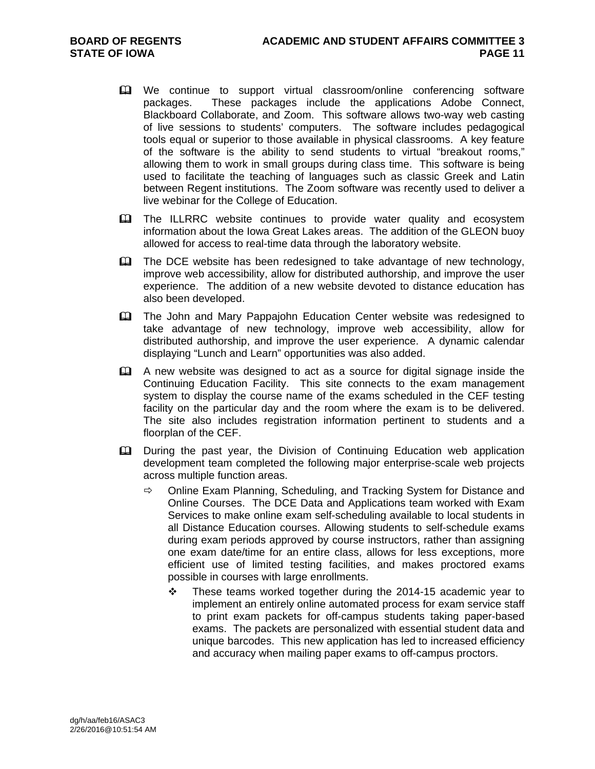- We continue to support virtual classroom/online conferencing software packages. These packages include the applications Adobe Connect, Blackboard Collaborate, and Zoom. This software allows two-way web casting of live sessions to students' computers. The software includes pedagogical tools equal or superior to those available in physical classrooms. A key feature of the software is the ability to send students to virtual "breakout rooms," allowing them to work in small groups during class time. This software is being used to facilitate the teaching of languages such as classic Greek and Latin between Regent institutions. The Zoom software was recently used to deliver a live webinar for the College of Education.

- The ILLRRC website continues to provide water quality and ecosystem information about the Iowa Great Lakes areas. The addition of the GLEON buoy allowed for access to real-time data through the laboratory website.

- The DCE website has been redesigned to take advantage of new technology, improve web accessibility, allow for distributed authorship, and improve the user experience. The addition of a new website devoted to distance education has also been developed.

- The John and Mary Pappajohn Education Center website was redesigned to take advantage of new technology, improve web accessibility, allow for distributed authorship, and improve the user experience. A dynamic calendar displaying "Lunch and Learn" opportunities was also added.

- A new website was designed to act as a source for digital signage inside the Continuing Education Facility. This site connects to the exam management system to display the course name of the exams scheduled in the CEF testing facility on the particular day and the room where the exam is to be delivered. The site also includes registration information pertinent to students and a floorplan of the CEF.

- During the past year, the Division of Continuing Education web application development team completed the following major enterprise-scale web projects across multiple function areas.
  - Online Exam Planning, Scheduling, and Tracking System for Distance and Online Courses. The DCE Data and Applications team worked with Exam Services to make online exam self-scheduling available to local students in all Distance Education courses. Allowing students to self-schedule exams during exam periods approved by course instructors, rather than assigning one exam date/time for an entire class, allows for less exceptions, more efficient use of limited testing facilities, and makes proctored exams possible in courses with large enrollments.
    - These teams worked together during the 2014-15 academic year to implement an entirely online automated process for exam service staff to print exam packets for off-campus students taking paper-based exams. The packets are personalized with essential student data and unique barcodes. This new application has led to increased efficiency and accuracy when mailing paper exams to off-campus proctors.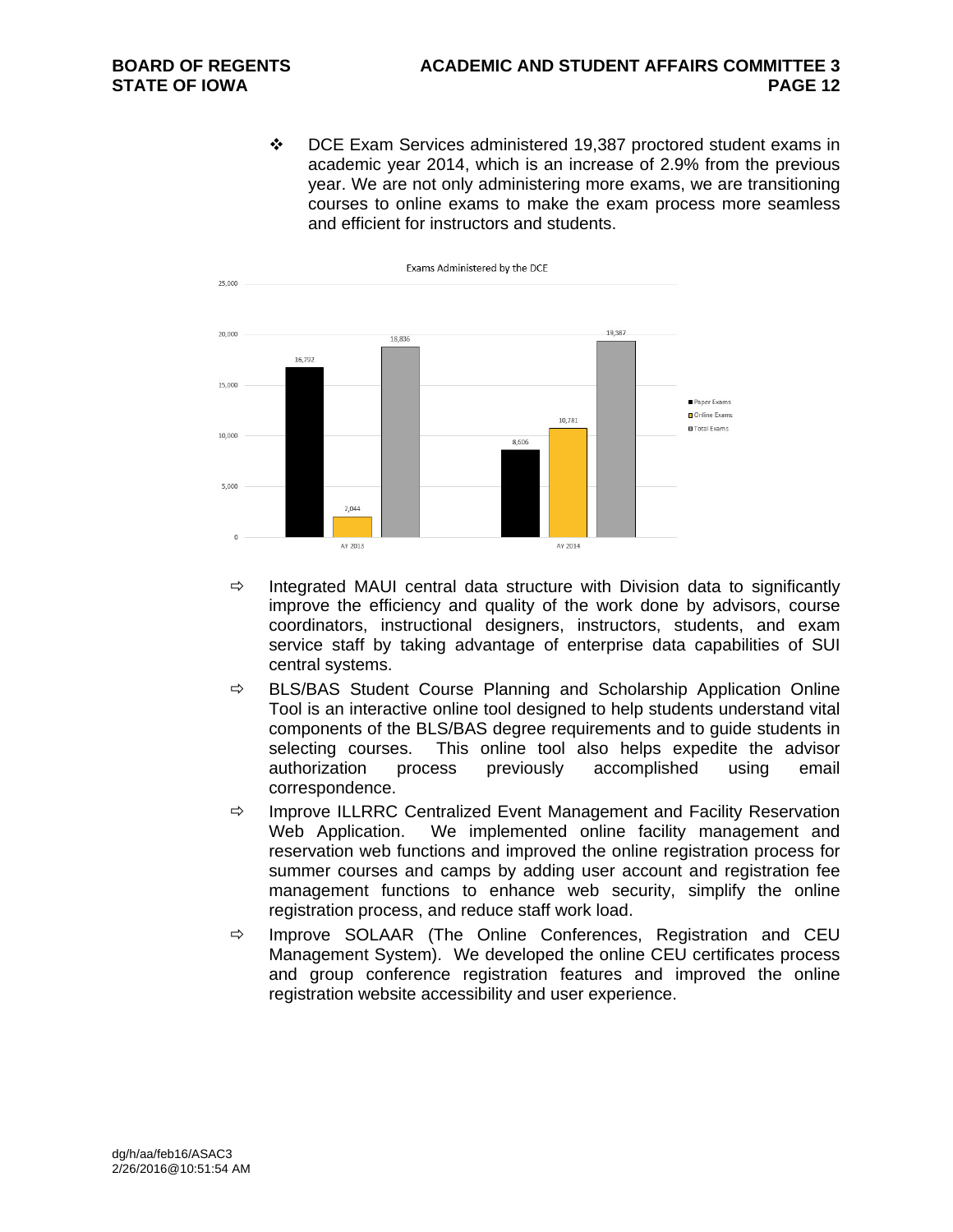❖ DCE Exam Services administered 19,387 proctored student exams in academic year 2014, which is an increase of 2.9% from the previous year. We are not only administering more exams, we are transitioning courses to online exams to make the exam process more seamless and efficient for instructors and students.

Exams Administered by the DCE

| | Paper Exams | Online Exams | Total Exams |
|---|---|---|---|
| AY 2013 | 16,792 | 2,044 | 18,836 |
| AY 2014 | 8,606 | 10,781 | 19,387 |

- ⇨ Integrated MAUI central data structure with Division data to significantly improve the efficiency and quality of the work done by advisors, course coordinators, instructional designers, instructors, students, and exam service staff by taking advantage of enterprise data capabilities of SUI central systems.
- ⇨ BLS/BAS Student Course Planning and Scholarship Application Online Tool is an interactive online tool designed to help students understand vital components of the BLS/BAS degree requirements and to guide students in selecting courses. This online tool also helps expedite the advisor authorization process previously accomplished using email correspondence.
- ⇨ Improve ILLRRC Centralized Event Management and Facility Reservation Web Application. We implemented online facility management and reservation web functions and improved the online registration process for summer courses and camps by adding user account and registration fee management functions to enhance web security, simplify the online registration process, and reduce staff work load.
- ⇨ Improve SOLAAR (The Online Conferences, Registration and CEU Management System). We developed the online CEU certificates process and group conference registration features and improved the online registration website accessibility and user experience.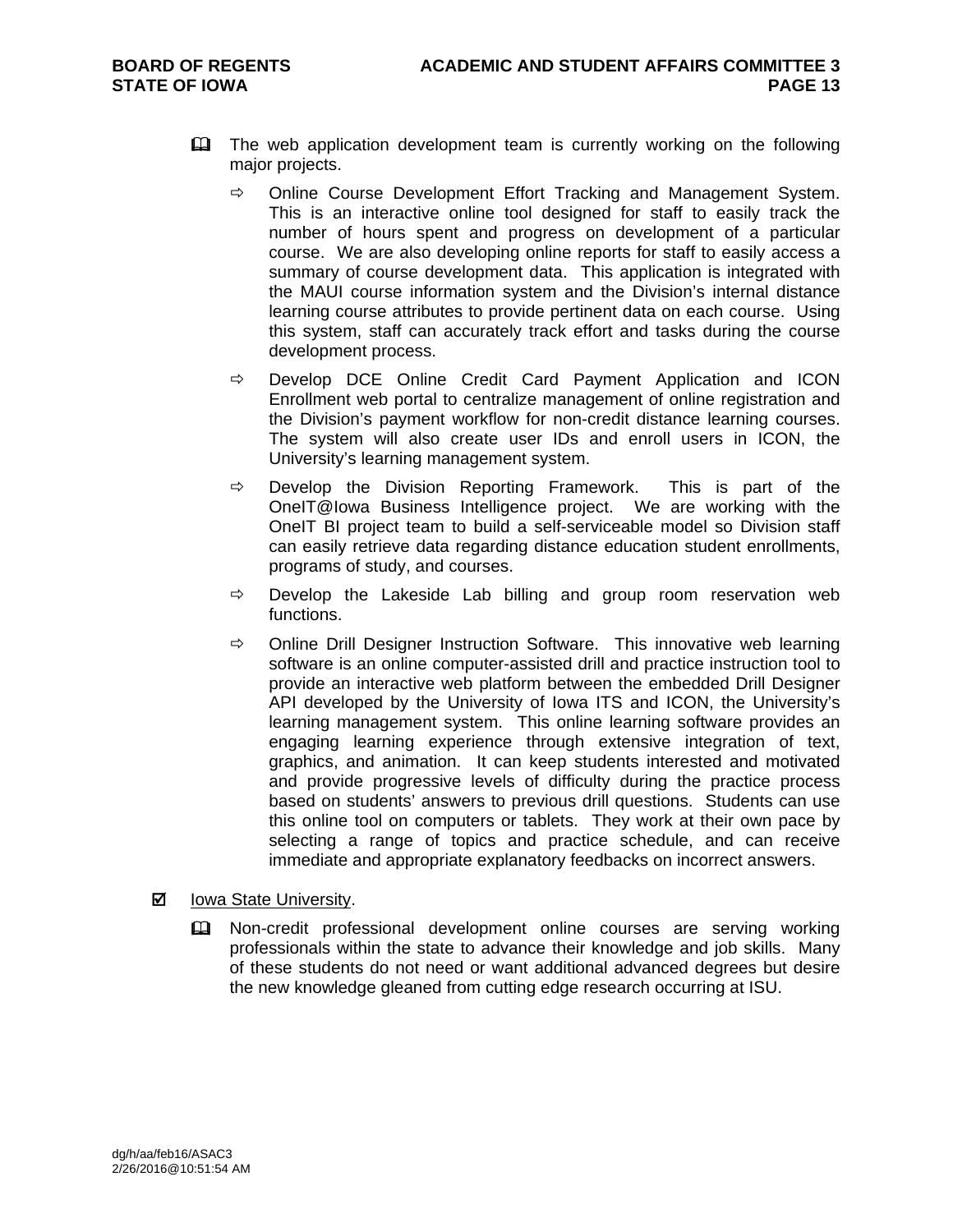- 🕮 The web application development team is currently working on the following major projects.
  - ⇨ Online Course Development Effort Tracking and Management System. This is an interactive online tool designed for staff to easily track the number of hours spent and progress on development of a particular course. We are also developing online reports for staff to easily access a summary of course development data. This application is integrated with the MAUI course information system and the Division's internal distance learning course attributes to provide pertinent data on each course. Using this system, staff can accurately track effort and tasks during the course development process.
  - ⇨ Develop DCE Online Credit Card Payment Application and ICON Enrollment web portal to centralize management of online registration and the Division's payment workflow for non-credit distance learning courses. The system will also create user IDs and enroll users in ICON, the University's learning management system.
  - ⇨ Develop the Division Reporting Framework. This is part of the OneIT@Iowa Business Intelligence project. We are working with the OneIT BI project team to build a self-serviceable model so Division staff can easily retrieve data regarding distance education student enrollments, programs of study, and courses.
  - ⇨ Develop the Lakeside Lab billing and group room reservation web functions.
  - ⇨ Online Drill Designer Instruction Software. This innovative web learning software is an online computer-assisted drill and practice instruction tool to provide an interactive web platform between the embedded Drill Designer API developed by the University of Iowa ITS and ICON, the University's learning management system. This online learning software provides an engaging learning experience through extensive integration of text, graphics, and animation. It can keep students interested and motivated and provide progressive levels of difficulty during the practice process based on students' answers to previous drill questions. Students can use this online tool on computers or tablets. They work at their own pace by selecting a range of topics and practice schedule, and can receive immediate and appropriate explanatory feedbacks on incorrect answers.

☑ Iowa State University.

- 🕮 Non-credit professional development online courses are serving working professionals within the state to advance their knowledge and job skills. Many of these students do not need or want additional advanced degrees but desire the new knowledge gleaned from cutting edge research occurring at ISU.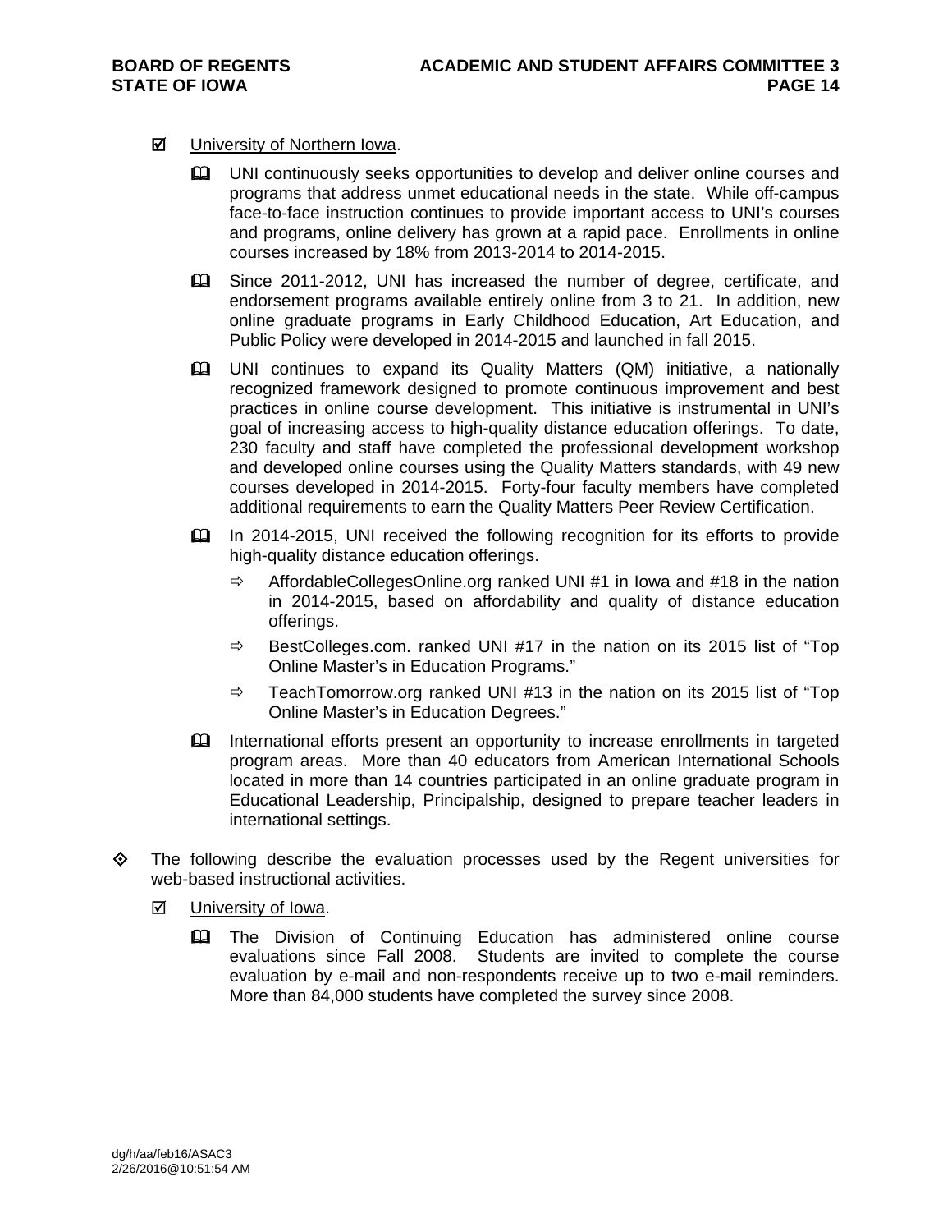- ☑ University of Northern Iowa.

  - UNI continuously seeks opportunities to develop and deliver online courses and programs that address unmet educational needs in the state. While off-campus face-to-face instruction continues to provide important access to UNI's courses and programs, online delivery has grown at a rapid pace. Enrollments in online courses increased by 18% from 2013-2014 to 2014-2015.

  - Since 2011-2012, UNI has increased the number of degree, certificate, and endorsement programs available entirely online from 3 to 21. In addition, new online graduate programs in Early Childhood Education, Art Education, and Public Policy were developed in 2014-2015 and launched in fall 2015.

  - UNI continues to expand its Quality Matters (QM) initiative, a nationally recognized framework designed to promote continuous improvement and best practices in online course development. This initiative is instrumental in UNI's goal of increasing access to high-quality distance education offerings. To date, 230 faculty and staff have completed the professional development workshop and developed online courses using the Quality Matters standards, with 49 new courses developed in 2014-2015. Forty-four faculty members have completed additional requirements to earn the Quality Matters Peer Review Certification.

  - In 2014-2015, UNI received the following recognition for its efforts to provide high-quality distance education offerings.

    - AffordableCollegesOnline.org ranked UNI #1 in Iowa and #18 in the nation in 2014-2015, based on affordability and quality of distance education offerings.
    - BestColleges.com. ranked UNI #17 in the nation on its 2015 list of "Top Online Master's in Education Programs."
    - TeachTomorrow.org ranked UNI #13 in the nation on its 2015 list of "Top Online Master's in Education Degrees."

  - International efforts present an opportunity to increase enrollments in targeted program areas. More than 40 educators from American International Schools located in more than 14 countries participated in an online graduate program in Educational Leadership, Principalship, designed to prepare teacher leaders in international settings.

- ◈ The following describe the evaluation processes used by the Regent universities for web-based instructional activities.

  - ☑ University of Iowa.

    - The Division of Continuing Education has administered online course evaluations since Fall 2008. Students are invited to complete the course evaluation by e-mail and non-respondents receive up to two e-mail reminders. More than 84,000 students have completed the survey since 2008.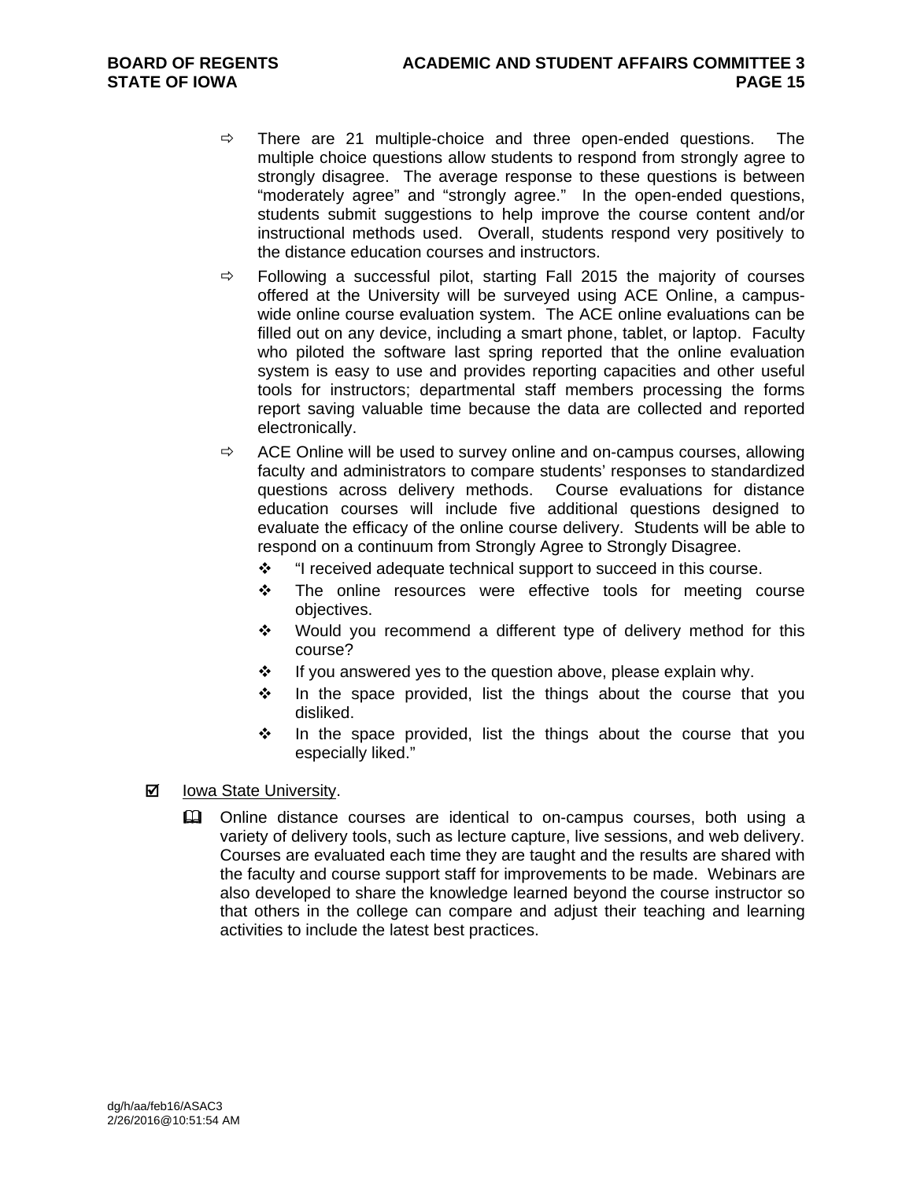- There are 21 multiple-choice and three open-ended questions. The multiple choice questions allow students to respond from strongly agree to strongly disagree. The average response to these questions is between "moderately agree" and "strongly agree." In the open-ended questions, students submit suggestions to help improve the course content and/or instructional methods used. Overall, students respond very positively to the distance education courses and instructors.
- Following a successful pilot, starting Fall 2015 the majority of courses offered at the University will be surveyed using ACE Online, a campus-wide online course evaluation system. The ACE online evaluations can be filled out on any device, including a smart phone, tablet, or laptop. Faculty who piloted the software last spring reported that the online evaluation system is easy to use and provides reporting capacities and other useful tools for instructors; departmental staff members processing the forms report saving valuable time because the data are collected and reported electronically.
- ACE Online will be used to survey online and on-campus courses, allowing faculty and administrators to compare students' responses to standardized questions across delivery methods. Course evaluations for distance education courses will include five additional questions designed to evaluate the efficacy of the online course delivery. Students will be able to respond on a continuum from Strongly Agree to Strongly Disagree.
  - "I received adequate technical support to succeed in this course.
  - The online resources were effective tools for meeting course objectives.
  - Would you recommend a different type of delivery method for this course?
  - If you answered yes to the question above, please explain why.
  - In the space provided, list the things about the course that you disliked.
  - In the space provided, list the things about the course that you especially liked."

☑ Iowa State University.

- Online distance courses are identical to on-campus courses, both using a variety of delivery tools, such as lecture capture, live sessions, and web delivery. Courses are evaluated each time they are taught and the results are shared with the faculty and course support staff for improvements to be made. Webinars are also developed to share the knowledge learned beyond the course instructor so that others in the college can compare and adjust their teaching and learning activities to include the latest best practices.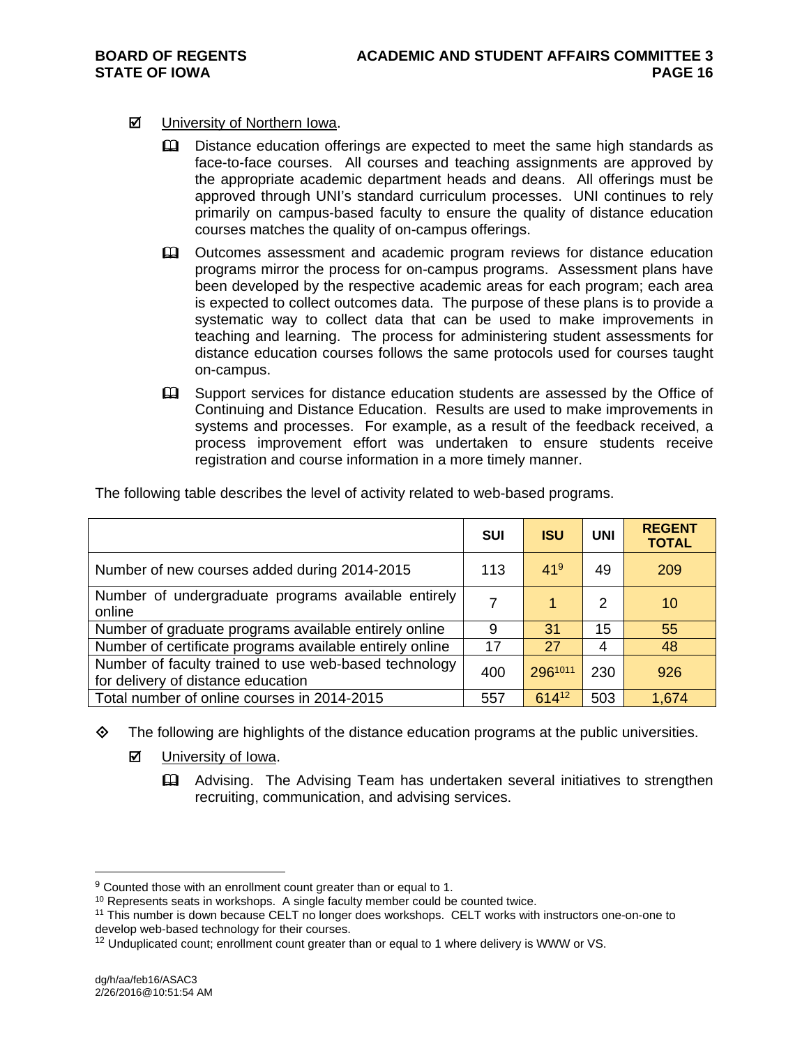- ☑ University of Northern Iowa.
  - 🕮 Distance education offerings are expected to meet the same high standards as face-to-face courses. All courses and teaching assignments are approved by the appropriate academic department heads and deans. All offerings must be approved through UNI's standard curriculum processes. UNI continues to rely primarily on campus-based faculty to ensure the quality of distance education courses matches the quality of on-campus offerings.
  - 🕮 Outcomes assessment and academic program reviews for distance education programs mirror the process for on-campus programs. Assessment plans have been developed by the respective academic areas for each program; each area is expected to collect outcomes data. The purpose of these plans is to provide a systematic way to collect data that can be used to make improvements in teaching and learning. The process for administering student assessments for distance education courses follows the same protocols used for courses taught on-campus.
  - 🕮 Support services for distance education students are assessed by the Office of Continuing and Distance Education. Results are used to make improvements in systems and processes. For example, as a result of the feedback received, a process improvement effort was undertaken to ensure students receive registration and course information in a more timely manner.

The following table describes the level of activity related to web-based programs.

| | SUI | ISU | UNI | REGENT TOTAL |
|---|---|---|---|---|
| Number of new courses added during 2014-2015 | 113 | 41[9] | 49 | 209 |
| Number of undergraduate programs available entirely online | 7 | 1 | 2 | 10 |
| Number of graduate programs available entirely online | 9 | 31 | 15 | 55 |
| Number of certificate programs available entirely online | 17 | 27 | 4 | 48 |
| Number of faculty trained to use web-based technology for delivery of distance education | 400 | 296[10][11] | 230 | 926 |
| Total number of online courses in 2014-2015 | 557 | 614[12] | 503 | 1,674 |

- ◈ The following are highlights of the distance education programs at the public universities.
  - ☑ University of Iowa.
    - 🕮 Advising. The Advising Team has undertaken several initiatives to strengthen recruiting, communication, and advising services.

---

[9] Counted those with an enrollment count greater than or equal to 1.

[10] Represents seats in workshops. A single faculty member could be counted twice.

[11] This number is down because CELT no longer does workshops. CELT works with instructors one-on-one to develop web-based technology for their courses.

[12] Unduplicated count; enrollment count greater than or equal to 1 where delivery is WWW or VS.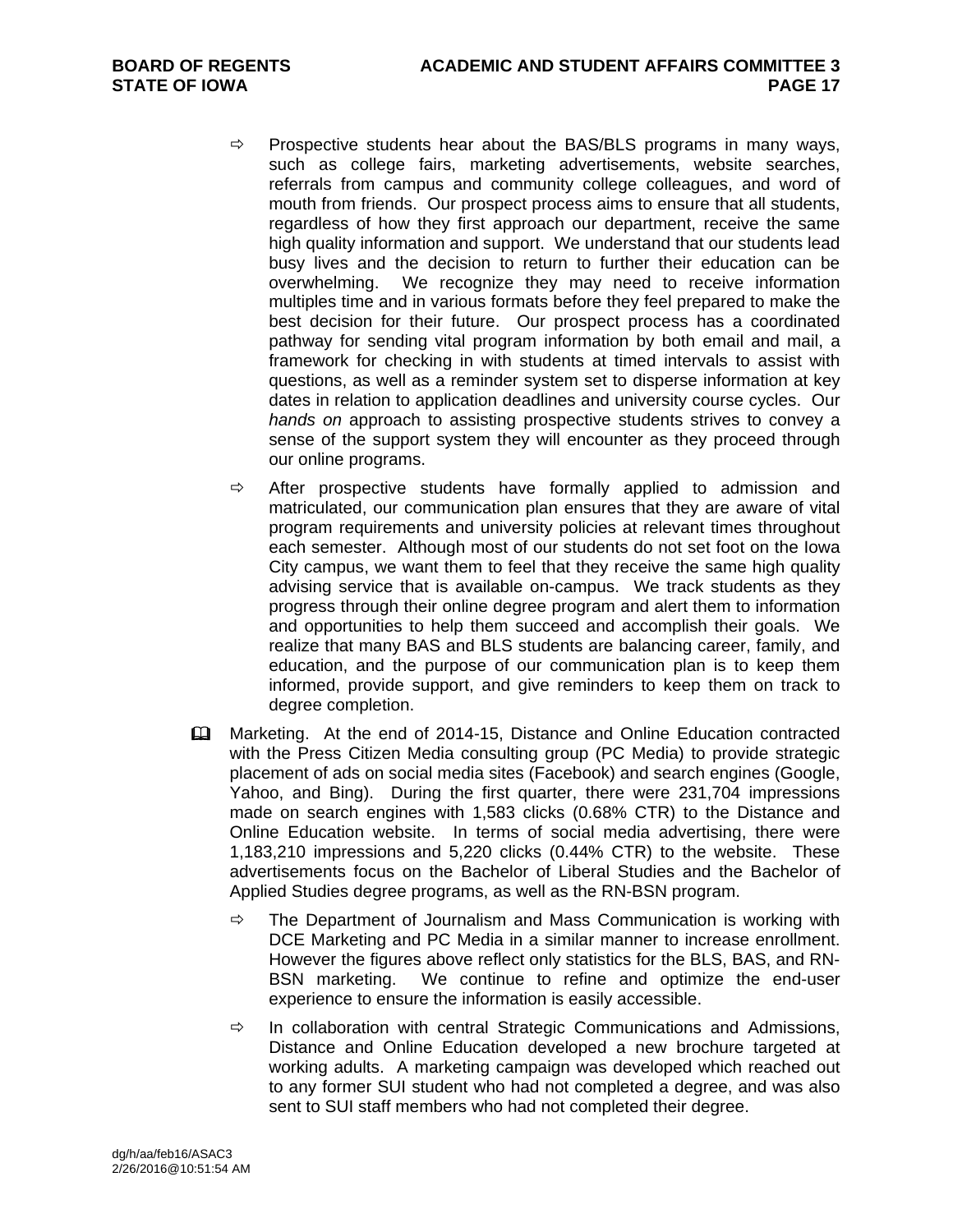- Prospective students hear about the BAS/BLS programs in many ways, such as college fairs, marketing advertisements, website searches, referrals from campus and community college colleagues, and word of mouth from friends. Our prospect process aims to ensure that all students, regardless of how they first approach our department, receive the same high quality information and support. We understand that our students lead busy lives and the decision to return to further their education can be overwhelming. We recognize they may need to receive information multiples time and in various formats before they feel prepared to make the best decision for their future. Our prospect process has a coordinated pathway for sending vital program information by both email and mail, a framework for checking in with students at timed intervals to assist with questions, as well as a reminder system set to disperse information at key dates in relation to application deadlines and university course cycles. Our *hands on* approach to assisting prospective students strives to convey a sense of the support system they will encounter as they proceed through our online programs.

- After prospective students have formally applied to admission and matriculated, our communication plan ensures that they are aware of vital program requirements and university policies at relevant times throughout each semester. Although most of our students do not set foot on the Iowa City campus, we want them to feel that they receive the same high quality advising service that is available on-campus. We track students as they progress through their online degree program and alert them to information and opportunities to help them succeed and accomplish their goals. We realize that many BAS and BLS students are balancing career, family, and education, and the purpose of our communication plan is to keep them informed, provide support, and give reminders to keep them on track to degree completion.

- Marketing. At the end of 2014-15, Distance and Online Education contracted with the Press Citizen Media consulting group (PC Media) to provide strategic placement of ads on social media sites (Facebook) and search engines (Google, Yahoo, and Bing). During the first quarter, there were 231,704 impressions made on search engines with 1,583 clicks (0.68% CTR) to the Distance and Online Education website. In terms of social media advertising, there were 1,183,210 impressions and 5,220 clicks (0.44% CTR) to the website. These advertisements focus on the Bachelor of Liberal Studies and the Bachelor of Applied Studies degree programs, as well as the RN-BSN program.

  - The Department of Journalism and Mass Communication is working with DCE Marketing and PC Media in a similar manner to increase enrollment. However the figures above reflect only statistics for the BLS, BAS, and RN-BSN marketing. We continue to refine and optimize the end-user experience to ensure the information is easily accessible.

  - In collaboration with central Strategic Communications and Admissions, Distance and Online Education developed a new brochure targeted at working adults. A marketing campaign was developed which reached out to any former SUI student who had not completed a degree, and was also sent to SUI staff members who had not completed their degree.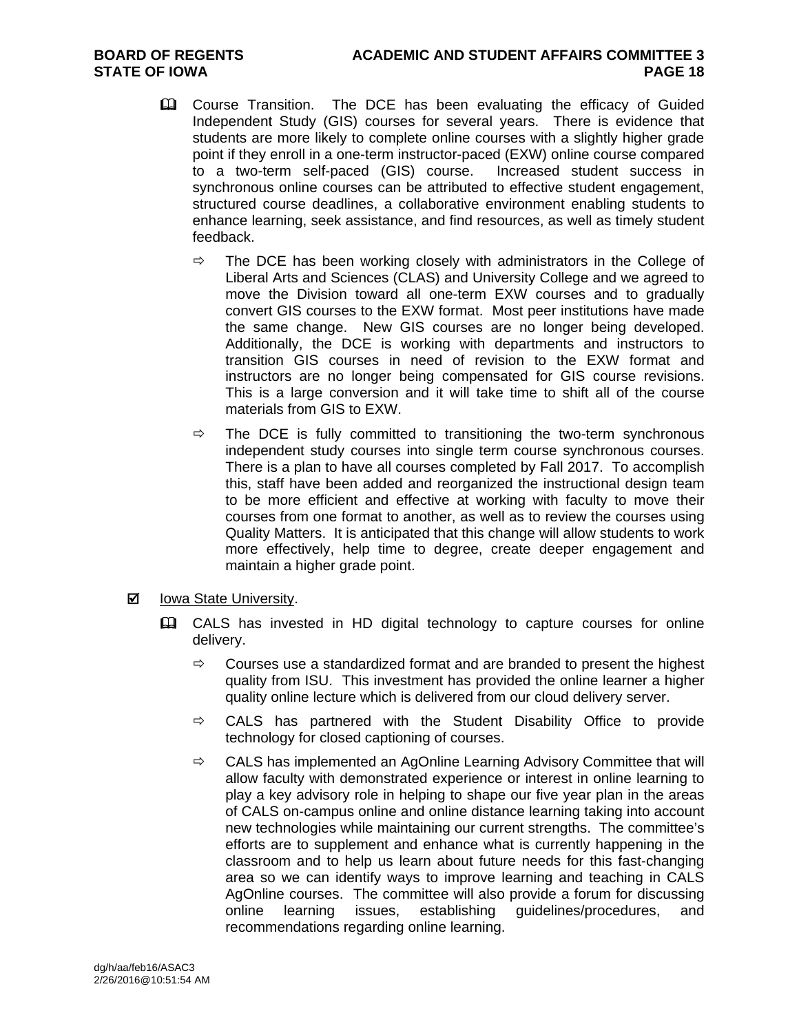- Course Transition. The DCE has been evaluating the efficacy of Guided Independent Study (GIS) courses for several years. There is evidence that students are more likely to complete online courses with a slightly higher grade point if they enroll in a one-term instructor-paced (EXW) online course compared to a two-term self-paced (GIS) course. Increased student success in synchronous online courses can be attributed to effective student engagement, structured course deadlines, a collaborative environment enabling students to enhance learning, seek assistance, and find resources, as well as timely student feedback.
  - The DCE has been working closely with administrators in the College of Liberal Arts and Sciences (CLAS) and University College and we agreed to move the Division toward all one-term EXW courses and to gradually convert GIS courses to the EXW format. Most peer institutions have made the same change. New GIS courses are no longer being developed. Additionally, the DCE is working with departments and instructors to transition GIS courses in need of revision to the EXW format and instructors are no longer being compensated for GIS course revisions. This is a large conversion and it will take time to shift all of the course materials from GIS to EXW.
  - The DCE is fully committed to transitioning the two-term synchronous independent study courses into single term course synchronous courses. There is a plan to have all courses completed by Fall 2017. To accomplish this, staff have been added and reorganized the instructional design team to be more efficient and effective at working with faculty to move their courses from one format to another, as well as to review the courses using Quality Matters. It is anticipated that this change will allow students to work more effectively, help time to degree, create deeper engagement and maintain a higher grade point.

☑ Iowa State University.

- CALS has invested in HD digital technology to capture courses for online delivery.
  - Courses use a standardized format and are branded to present the highest quality from ISU. This investment has provided the online learner a higher quality online lecture which is delivered from our cloud delivery server.
  - CALS has partnered with the Student Disability Office to provide technology for closed captioning of courses.
  - CALS has implemented an AgOnline Learning Advisory Committee that will allow faculty with demonstrated experience or interest in online learning to play a key advisory role in helping to shape our five year plan in the areas of CALS on-campus online and online distance learning taking into account new technologies while maintaining our current strengths. The committee's efforts are to supplement and enhance what is currently happening in the classroom and to help us learn about future needs for this fast-changing area so we can identify ways to improve learning and teaching in CALS AgOnline courses. The committee will also provide a forum for discussing online learning issues, establishing guidelines/procedures, and recommendations regarding online learning.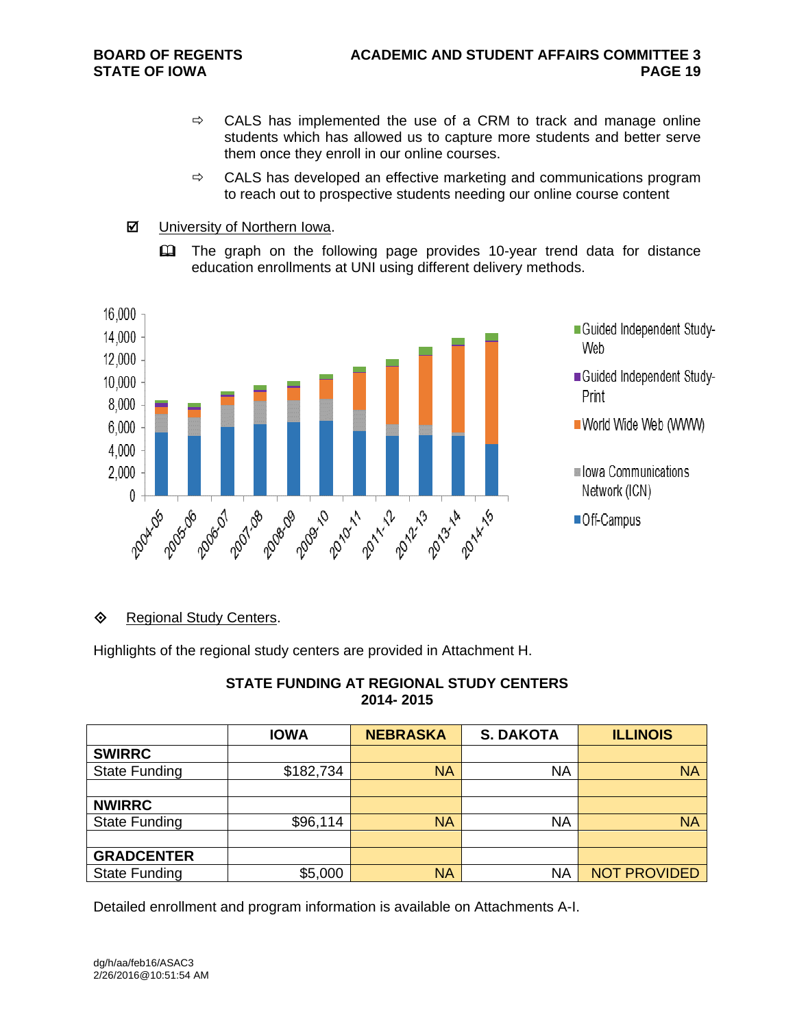- ⇨ CALS has implemented the use of a CRM to track and manage online students which has allowed us to capture more students and better serve them once they enroll in our online courses.
- ⇨ CALS has developed an effective marketing and communications program to reach out to prospective students needing our online course content

☑ University of Northern Iowa.

🕮 The graph on the following page provides 10-year trend data for distance education enrollments at UNI using different delivery methods.

◈ Regional Study Centers.

Highlights of the regional study centers are provided in Attachment H.

**STATE FUNDING AT REGIONAL STUDY CENTERS**
**2014- 2015**

| | IOWA | NEBRASKA | S. DAKOTA | ILLINOIS |
|---|---|---|---|---|
| **SWIRRC** | | | | |
| State Funding | $182,734 | NA | NA | NA |
| | | | | |
| **NWIRRC** | | | | |
| State Funding | $96,114 | NA | NA | NA |
| | | | | |
| **GRADCENTER** | | | | |
| State Funding | $5,000 | NA | NA | NOT PROVIDED |

Detailed enrollment and program information is available on Attachments A-I.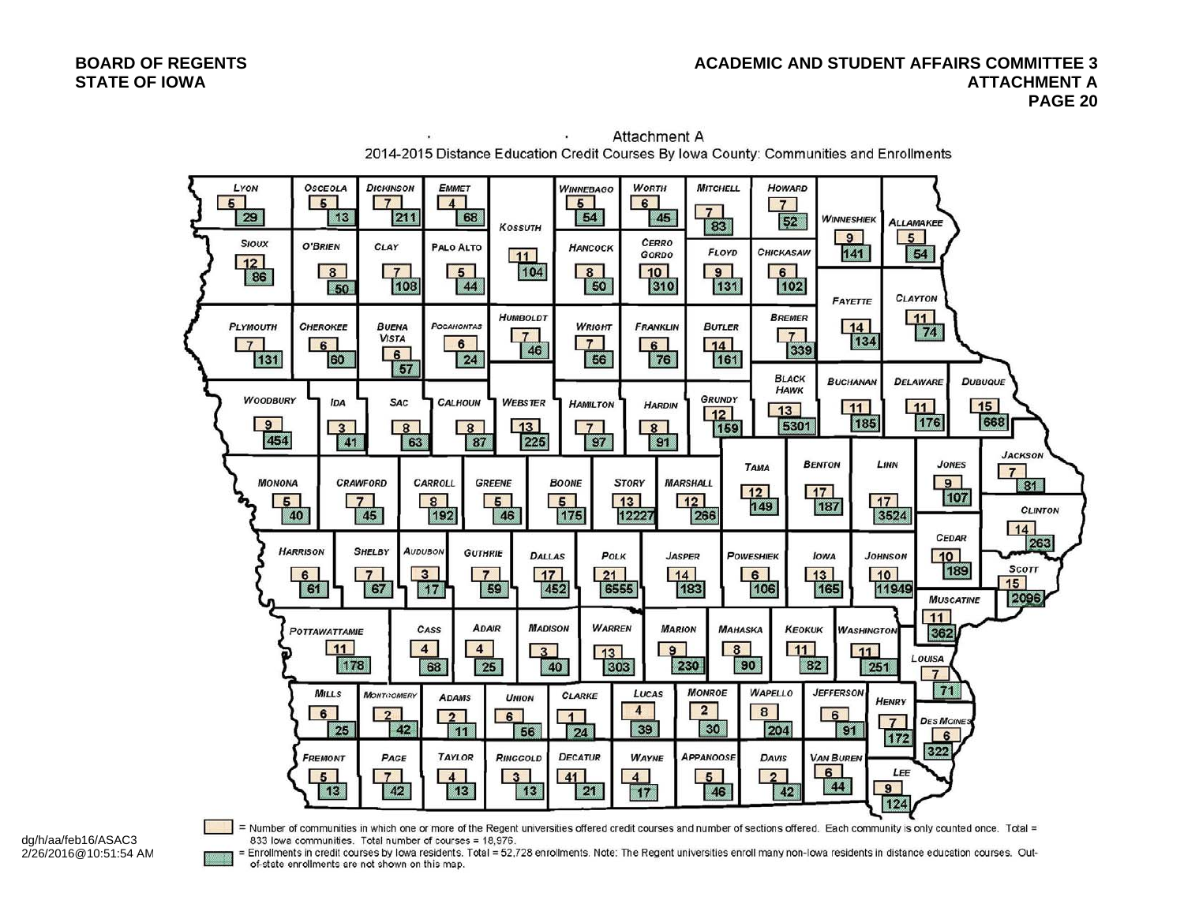**BOARD OF REGENTS**
**STATE OF IOWA**

**ACADEMIC AND STUDENT AFFAIRS COMMITTEE 3**
**ATTACHMENT A**

Attachment A

2014-2015 Distance Education Credit Courses By Iowa County: Communities and Enrollments

| County | Communities | Enrollments |
|---|---|---|
| Lyon | 5 | 29 |
| Osceola | 5 | 13 |
| Dickinson | 7 | 211 |
| Emmet | 4 | 68 |
| Kossuth | 11 | 104 |
| Winnebago | 5 | 54 |
| Worth | 6 | 45 |
| Mitchell | 7 | 83 |
| Howard | 7 | 52 |
| Winneshiek | 9 | 141 |
| Allamakee | 5 | 54 |
| Sioux | 12 | 86 |
| O'Brien | 8 | 50 |
| Clay | 7 | 108 |
| Palo Alto | 5 | 44 |
| Hancock | 8 | 50 |
| Cerro Gordo | 10 | 310 |
| Floyd | 9 | 131 |
| Chickasaw | 6 | 102 |
| Fayette | 14 | 134 |
| Clayton | 11 | 74 |
| Plymouth | 7 | 131 |
| Cherokee | 6 | 60 |
| Buena Vista | 6 | 57 |
| Pocahontas | 6 | 24 |
| Humboldt | 7 | 46 |
| Wright | 7 | 56 |
| Franklin | 6 | 76 |
| Butler | 14 | 161 |
| Bremer | 7 | 339 |
| Black Hawk | 13 | 5301 |
| Buchanan | 11 | 185 |
| Delaware | 11 | 176 |
| Dubuque | 15 | 668 |
| Woodbury | 9 | 454 |
| Ida | 3 | 41 |
| Sac | 8 | 63 |
| Calhoun | 8 | 87 |
| Webster | 13 | 225 |
| Hamilton | 7 | 97 |
| Hardin | 8 | 91 |
| Grundy | 12 | 159 |
| Tama | 12 | 149 |
| Benton | 17 | 187 |
| Linn | 17 | 3524 |
| Jones | 9 | 107 |
| Jackson | 7 | 81 |
| Monona | 5 | 40 |
| Crawford | 7 | 45 |
| Carroll | 8 | 192 |
| Greene | 5 | 46 |
| Boone | 5 | 175 |
| Story | 13 | 12227 |
| Marshall | 12 | 266 |
| Clinton | 14 | 263 |
| Cedar | 10 | 189 |
| Harrison | 6 | 61 |
| Shelby | 7 | 67 |
| Audubon | 3 | 17 |
| Guthrie | 7 | 59 |
| Dallas | 17 | 452 |
| Polk | 21 | 6555 |
| Jasper | 14 | 183 |
| Poweshiek | 6 | 106 |
| Iowa | 13 | 165 |
| Johnson | 10 | 11949 |
| Scott | 15 | 2096 |
| Muscatine | 11 | 362 |
| Pottawattamie | 11 | 178 |
| Cass | 4 | 68 |
| Adair | 4 | 25 |
| Madison | 3 | 40 |
| Warren | 13 | 303 |
| Marion | 9 | 230 |
| Mahaska | 8 | 90 |
| Keokuk | 11 | 82 |
| Washington | 11 | 251 |
| Louisa | 7 | 71 |
| Mills | 6 | 25 |
| Montgomery | 2 | 42 |
| Adams | 2 | 11 |
| Union | 6 | 56 |
| Clarke | 1 | 24 |
| Lucas | 4 | 39 |
| Monroe | 2 | 30 |
| Wapello | 8 | 204 |
| Jefferson | 6 | 91 |
| Henry | 7 | 172 |
| Des Moines | 6 | 322 |
| Fremont | 5 | 13 |
| Page | 7 | 42 |
| Taylor | 4 | 13 |
| Ringgold | 3 | 13 |
| Decatur | 41 | 21 |
| Wayne | 4 | 17 |
| Appanoose | 5 | 46 |
| Davis | 2 | 42 |
| Van Buren | 6 | 44 |
| Lee | 9 | 124 |

= Number of communities in which one or more of the Regent universities offered credit courses and number of sections offered. Each community is only counted once. Total = 833 Iowa communities. Total number of courses = 18,976.

= Enrollments in credit courses by Iowa residents. Total = 52,728 enrollments. Note: The Regent universities enroll many non-Iowa residents in distance education courses. Out-of-state enrollments are not shown on this map.

dg/h/aa/feb16/ASAC3
2/26/2016@10:51:54 AM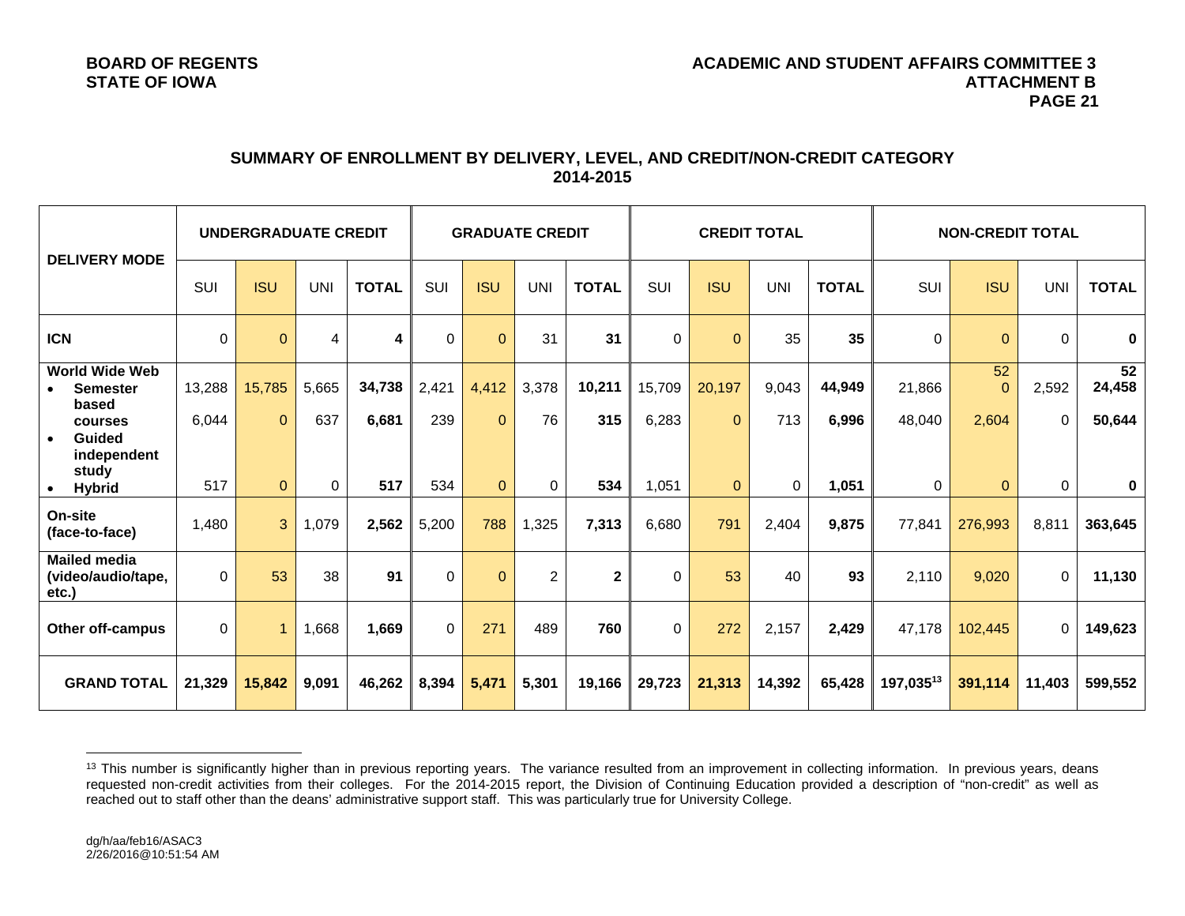## SUMMARY OF ENROLLMENT BY DELIVERY, LEVEL, AND CREDIT/NON-CREDIT CATEGORY 2014-2015

| DELIVERY MODE | UNDERGRADUATE CREDIT | | | | GRADUATE CREDIT | | | | CREDIT TOTAL | | | | NON-CREDIT TOTAL | | | |
|---|---|---|---|---|---|---|---|---|---|---|---|---|---|---|---|---|
| | SUI | ISU | UNI | TOTAL | SUI | ISU | UNI | TOTAL | SUI | ISU | UNI | TOTAL | SUI | ISU | UNI | TOTAL |
| **ICN** | 0 | 0 | 4 | **4** | 0 | 0 | 31 | **31** | 0 | 0 | 35 | **35** | 0 | 0 | 0 | **0** |
| **World Wide Web** | | | | | | | | | | | | | | 52 | | **52** |
| • **Semester based courses** | 13,288 | 15,785 | 5,665 | **34,738** | 2,421 | 4,412 | 3,378 | **10,211** | 15,709 | 20,197 | 9,043 | **44,949** | 21,866 | 0 | 2,592 | **24,458** |
| • **Guided independent study** | 6,044 | 0 | 637 | **6,681** | 239 | 0 | 76 | **315** | 6,283 | 0 | 713 | **6,996** | 48,040 | 2,604 | 0 | **50,644** |
| • **Hybrid** | 517 | 0 | 0 | **517** | 534 | 0 | 0 | **534** | 1,051 | 0 | 0 | **1,051** | 0 | 0 | 0 | **0** |
| **On-site (face-to-face)** | 1,480 | 3 | 1,079 | **2,562** | 5,200 | 788 | 1,325 | **7,313** | 6,680 | 791 | 2,404 | **9,875** | 77,841 | 276,993 | 8,811 | **363,645** |
| **Mailed media (video/audio/tape, etc.)** | 0 | 53 | 38 | **91** | 0 | 0 | 2 | **2** | 0 | 53 | 40 | **93** | 2,110 | 9,020 | 0 | **11,130** |
| **Other off-campus** | 0 | 1 | 1,668 | **1,669** | 0 | 271 | 489 | **760** | 0 | 272 | 2,157 | **2,429** | 47,178 | 102,445 | 0 | **149,623** |
| **GRAND TOTAL** | **21,329** | **15,842** | **9,091** | **46,262** | **8,394** | **5,471** | **5,301** | **19,166** | **29,723** | **21,313** | **14,392** | **65,428** | **197,035**[13] | **391,114** | **11,403** | **599,552** |

[13] This number is significantly higher than in previous reporting years. The variance resulted from an improvement in collecting information. In previous years, deans requested non-credit activities from their colleges. For the 2014-2015 report, the Division of Continuing Education provided a description of "non-credit" as well as reached out to staff other than the deans' administrative support staff. This was particularly true for University College.

dg/h/aa/feb16/ASAC3
2/26/2016@10:51:54 AM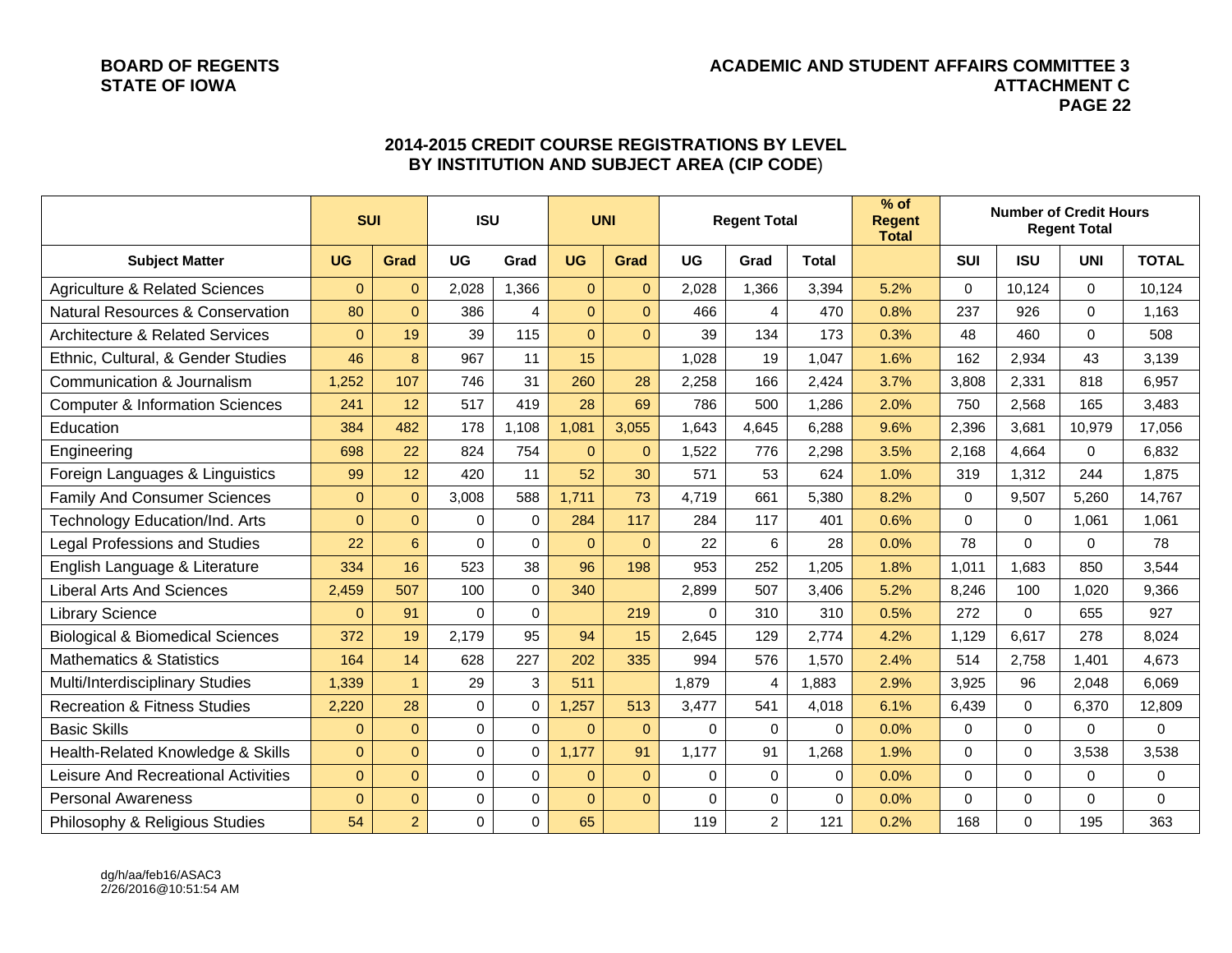BOARD OF REGENTS
STATE OF IOWA

ACADEMIC AND STUDENT AFFAIRS COMMITTEE 3
ATTACHMENT C

## 2014-2015 CREDIT COURSE REGISTRATIONS BY LEVEL BY INSTITUTION AND SUBJECT AREA (CIP CODE)

| | SUI | | ISU | | UNI | | Regent Total | | | % of Regent Total | Number of Credit Hours Regent Total | | | |
|---|---|---|---|---|---|---|---|---|---|---|---|---|---|---|
| Subject Matter | UG | Grad | UG | Grad | UG | Grad | UG | Grad | Total | | SUI | ISU | UNI | TOTAL |
| Agriculture & Related Sciences | 0 | 0 | 2,028 | 1,366 | 0 | 0 | 2,028 | 1,366 | 3,394 | 5.2% | 0 | 10,124 | 0 | 10,124 |
| Natural Resources & Conservation | 80 | 0 | 386 | 4 | 0 | 0 | 466 | 4 | 470 | 0.8% | 237 | 926 | 0 | 1,163 |
| Architecture & Related Services | 0 | 19 | 39 | 115 | 0 | 0 | 39 | 134 | 173 | 0.3% | 48 | 460 | 0 | 508 |
| Ethnic, Cultural, & Gender Studies | 46 | 8 | 967 | 11 | 15 | | 1,028 | 19 | 1,047 | 1.6% | 162 | 2,934 | 43 | 3,139 |
| Communication & Journalism | 1,252 | 107 | 746 | 31 | 260 | 28 | 2,258 | 166 | 2,424 | 3.7% | 3,808 | 2,331 | 818 | 6,957 |
| Computer & Information Sciences | 241 | 12 | 517 | 419 | 28 | 69 | 786 | 500 | 1,286 | 2.0% | 750 | 2,568 | 165 | 3,483 |
| Education | 384 | 482 | 178 | 1,108 | 1,081 | 3,055 | 1,643 | 4,645 | 6,288 | 9.6% | 2,396 | 3,681 | 10,979 | 17,056 |
| Engineering | 698 | 22 | 824 | 754 | 0 | 0 | 1,522 | 776 | 2,298 | 3.5% | 2,168 | 4,664 | 0 | 6,832 |
| Foreign Languages & Linguistics | 99 | 12 | 420 | 11 | 52 | 30 | 571 | 53 | 624 | 1.0% | 319 | 1,312 | 244 | 1,875 |
| Family And Consumer Sciences | 0 | 0 | 3,008 | 588 | 1,711 | 73 | 4,719 | 661 | 5,380 | 8.2% | 0 | 9,507 | 5,260 | 14,767 |
| Technology Education/Ind. Arts | 0 | 0 | 0 | 0 | 284 | 117 | 284 | 117 | 401 | 0.6% | 0 | 0 | 1,061 | 1,061 |
| Legal Professions and Studies | 22 | 6 | 0 | 0 | 0 | 0 | 22 | 6 | 28 | 0.0% | 78 | 0 | 0 | 78 |
| English Language & Literature | 334 | 16 | 523 | 38 | 96 | 198 | 953 | 252 | 1,205 | 1.8% | 1,011 | 1,683 | 850 | 3,544 |
| Liberal Arts And Sciences | 2,459 | 507 | 100 | 0 | 340 | | 2,899 | 507 | 3,406 | 5.2% | 8,246 | 100 | 1,020 | 9,366 |
| Library Science | 0 | 91 | 0 | 0 | | 219 | 0 | 310 | 310 | 0.5% | 272 | 0 | 655 | 927 |
| Biological & Biomedical Sciences | 372 | 19 | 2,179 | 95 | 94 | 15 | 2,645 | 129 | 2,774 | 4.2% | 1,129 | 6,617 | 278 | 8,024 |
| Mathematics & Statistics | 164 | 14 | 628 | 227 | 202 | 335 | 994 | 576 | 1,570 | 2.4% | 514 | 2,758 | 1,401 | 4,673 |
| Multi/Interdisciplinary Studies | 1,339 | 1 | 29 | 3 | 511 | | 1,879 | 4 | 1,883 | 2.9% | 3,925 | 96 | 2,048 | 6,069 |
| Recreation & Fitness Studies | 2,220 | 28 | 0 | 0 | 1,257 | 513 | 3,477 | 541 | 4,018 | 6.1% | 6,439 | 0 | 6,370 | 12,809 |
| Basic Skills | 0 | 0 | 0 | 0 | 0 | 0 | 0 | 0 | 0 | 0.0% | 0 | 0 | 0 | 0 |
| Health-Related Knowledge & Skills | 0 | 0 | 0 | 0 | 1,177 | 91 | 1,177 | 91 | 1,268 | 1.9% | 0 | 0 | 3,538 | 3,538 |
| Leisure And Recreational Activities | 0 | 0 | 0 | 0 | 0 | 0 | 0 | 0 | 0 | 0.0% | 0 | 0 | 0 | 0 |
| Personal Awareness | 0 | 0 | 0 | 0 | 0 | 0 | 0 | 0 | 0 | 0.0% | 0 | 0 | 0 | 0 |
| Philosophy & Religious Studies | 54 | 2 | 0 | 0 | 65 | | 119 | 2 | 121 | 0.2% | 168 | 0 | 195 | 363 |

dg/h/aa/feb16/ASAC3
2/26/2016@10:51:54 AM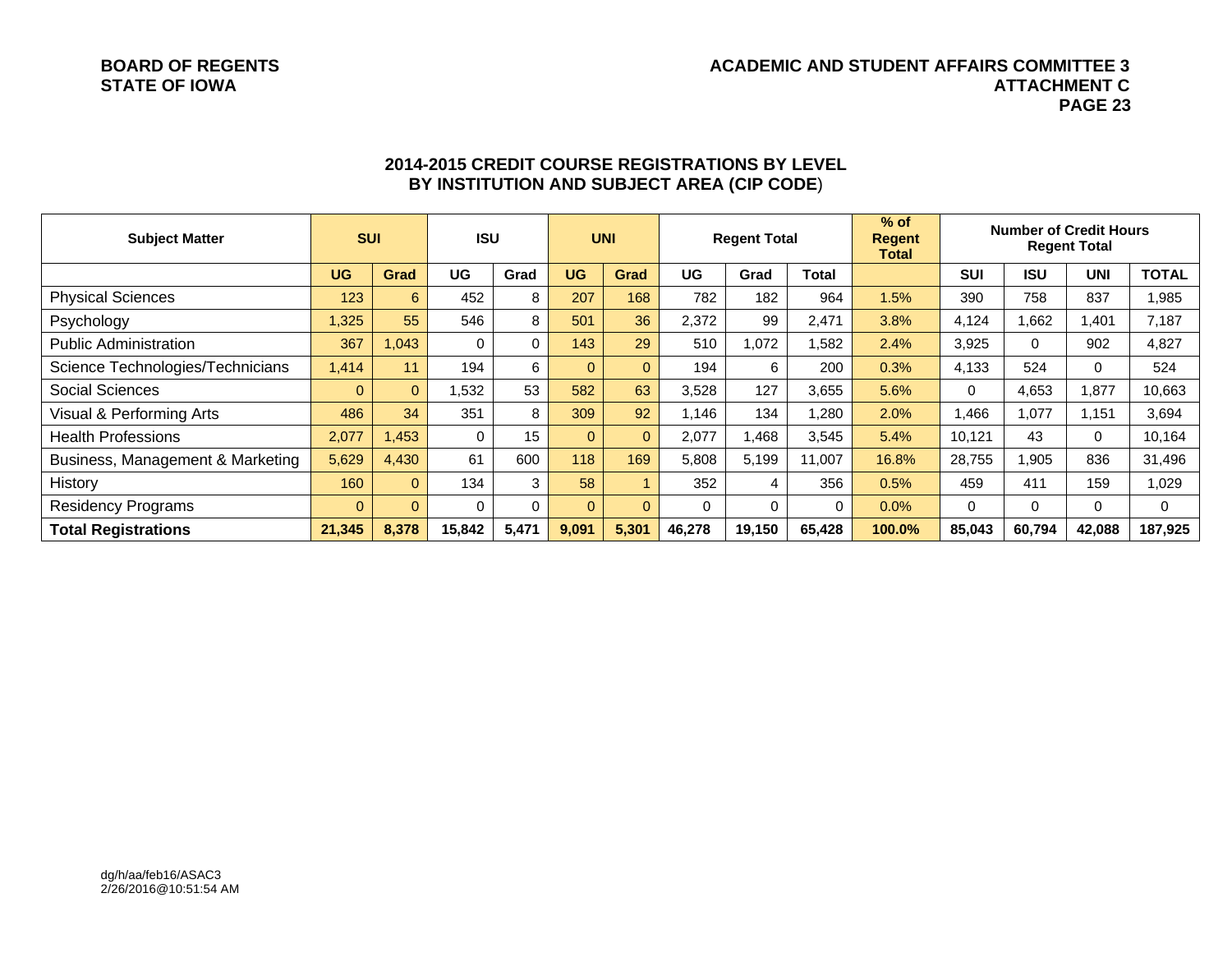## 2014-2015 CREDIT COURSE REGISTRATIONS BY LEVEL BY INSTITUTION AND SUBJECT AREA (CIP CODE)

| Subject Matter | SUI | | ISU | | UNI | | Regent Total | | | % of Regent Total | Number of Credit Hours Regent Total | | | |
|---|---|---|---|---|---|---|---|---|---|---|---|---|---|---|
| | UG | Grad | UG | Grad | UG | Grad | UG | Grad | Total | | SUI | ISU | UNI | TOTAL |
| Physical Sciences | 123 | 6 | 452 | 8 | 207 | 168 | 782 | 182 | 964 | 1.5% | 390 | 758 | 837 | 1,985 |
| Psychology | 1,325 | 55 | 546 | 8 | 501 | 36 | 2,372 | 99 | 2,471 | 3.8% | 4,124 | 1,662 | 1,401 | 7,187 |
| Public Administration | 367 | 1,043 | 0 | 0 | 143 | 29 | 510 | 1,072 | 1,582 | 2.4% | 3,925 | 0 | 902 | 4,827 |
| Science Technologies/Technicians | 1,414 | 11 | 194 | 6 | 0 | 0 | 194 | 6 | 200 | 0.3% | 4,133 | 524 | 0 | 524 |
| Social Sciences | 0 | 0 | 1,532 | 53 | 582 | 63 | 3,528 | 127 | 3,655 | 5.6% | 0 | 4,653 | 1,877 | 10,663 |
| Visual & Performing Arts | 486 | 34 | 351 | 8 | 309 | 92 | 1,146 | 134 | 1,280 | 2.0% | 1,466 | 1,077 | 1,151 | 3,694 |
| Health Professions | 2,077 | 1,453 | 0 | 15 | 0 | 0 | 2,077 | 1,468 | 3,545 | 5.4% | 10,121 | 43 | 0 | 10,164 |
| Business, Management & Marketing | 5,629 | 4,430 | 61 | 600 | 118 | 169 | 5,808 | 5,199 | 11,007 | 16.8% | 28,755 | 1,905 | 836 | 31,496 |
| History | 160 | 0 | 134 | 3 | 58 | 1 | 352 | 4 | 356 | 0.5% | 459 | 411 | 159 | 1,029 |
| Residency Programs | 0 | 0 | 0 | 0 | 0 | 0 | 0 | 0 | 0 | 0.0% | 0 | 0 | 0 | 0 |
| **Total Registrations** | **21,345** | **8,378** | **15,842** | **5,471** | **9,091** | **5,301** | **46,278** | **19,150** | **65,428** | **100.0%** | **85,043** | **60,794** | **42,088** | **187,925** |

dg/h/aa/feb16/ASAC3
2/26/2016@10:51:54 AM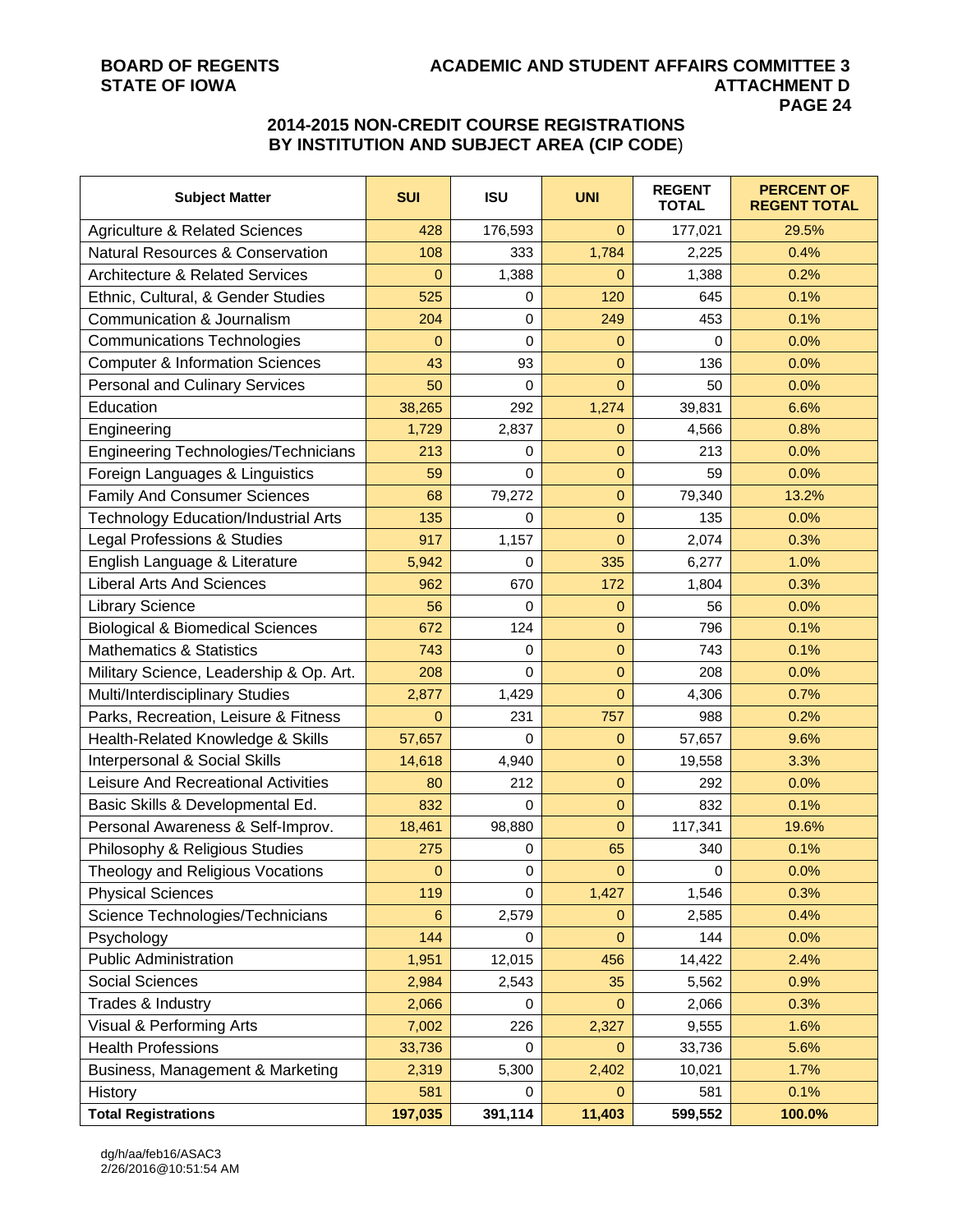## 2014-2015 NON-CREDIT COURSE REGISTRATIONS BY INSTITUTION AND SUBJECT AREA (CIP CODE)

| Subject Matter | SUI | ISU | UNI | REGENT TOTAL | PERCENT OF REGENT TOTAL |
|---|---|---|---|---|---|
| Agriculture & Related Sciences | 428 | 176,593 | 0 | 177,021 | 29.5% |
| Natural Resources & Conservation | 108 | 333 | 1,784 | 2,225 | 0.4% |
| Architecture & Related Services | 0 | 1,388 | 0 | 1,388 | 0.2% |
| Ethnic, Cultural, & Gender Studies | 525 | 0 | 120 | 645 | 0.1% |
| Communication & Journalism | 204 | 0 | 249 | 453 | 0.1% |
| Communications Technologies | 0 | 0 | 0 | 0 | 0.0% |
| Computer & Information Sciences | 43 | 93 | 0 | 136 | 0.0% |
| Personal and Culinary Services | 50 | 0 | 0 | 50 | 0.0% |
| Education | 38,265 | 292 | 1,274 | 39,831 | 6.6% |
| Engineering | 1,729 | 2,837 | 0 | 4,566 | 0.8% |
| Engineering Technologies/Technicians | 213 | 0 | 0 | 213 | 0.0% |
| Foreign Languages & Linguistics | 59 | 0 | 0 | 59 | 0.0% |
| Family And Consumer Sciences | 68 | 79,272 | 0 | 79,340 | 13.2% |
| Technology Education/Industrial Arts | 135 | 0 | 0 | 135 | 0.0% |
| Legal Professions & Studies | 917 | 1,157 | 0 | 2,074 | 0.3% |
| English Language & Literature | 5,942 | 0 | 335 | 6,277 | 1.0% |
| Liberal Arts And Sciences | 962 | 670 | 172 | 1,804 | 0.3% |
| Library Science | 56 | 0 | 0 | 56 | 0.0% |
| Biological & Biomedical Sciences | 672 | 124 | 0 | 796 | 0.1% |
| Mathematics & Statistics | 743 | 0 | 0 | 743 | 0.1% |
| Military Science, Leadership & Op. Art. | 208 | 0 | 0 | 208 | 0.0% |
| Multi/Interdisciplinary Studies | 2,877 | 1,429 | 0 | 4,306 | 0.7% |
| Parks, Recreation, Leisure & Fitness | 0 | 231 | 757 | 988 | 0.2% |
| Health-Related Knowledge & Skills | 57,657 | 0 | 0 | 57,657 | 9.6% |
| Interpersonal & Social Skills | 14,618 | 4,940 | 0 | 19,558 | 3.3% |
| Leisure And Recreational Activities | 80 | 212 | 0 | 292 | 0.0% |
| Basic Skills & Developmental Ed. | 832 | 0 | 0 | 832 | 0.1% |
| Personal Awareness & Self-Improv. | 18,461 | 98,880 | 0 | 117,341 | 19.6% |
| Philosophy & Religious Studies | 275 | 0 | 65 | 340 | 0.1% |
| Theology and Religious Vocations | 0 | 0 | 0 | 0 | 0.0% |
| Physical Sciences | 119 | 0 | 1,427 | 1,546 | 0.3% |
| Science Technologies/Technicians | 6 | 2,579 | 0 | 2,585 | 0.4% |
| Psychology | 144 | 0 | 0 | 144 | 0.0% |
| Public Administration | 1,951 | 12,015 | 456 | 14,422 | 2.4% |
| Social Sciences | 2,984 | 2,543 | 35 | 5,562 | 0.9% |
| Trades & Industry | 2,066 | 0 | 0 | 2,066 | 0.3% |
| Visual & Performing Arts | 7,002 | 226 | 2,327 | 9,555 | 1.6% |
| Health Professions | 33,736 | 0 | 0 | 33,736 | 5.6% |
| Business, Management & Marketing | 2,319 | 5,300 | 2,402 | 10,021 | 1.7% |
| History | 581 | 0 | 0 | 581 | 0.1% |
| **Total Registrations** | **197,035** | **391,114** | **11,403** | **599,552** | **100.0%** |

dg/h/aa/feb16/ASAC3
2/26/2016@10:51:54 AM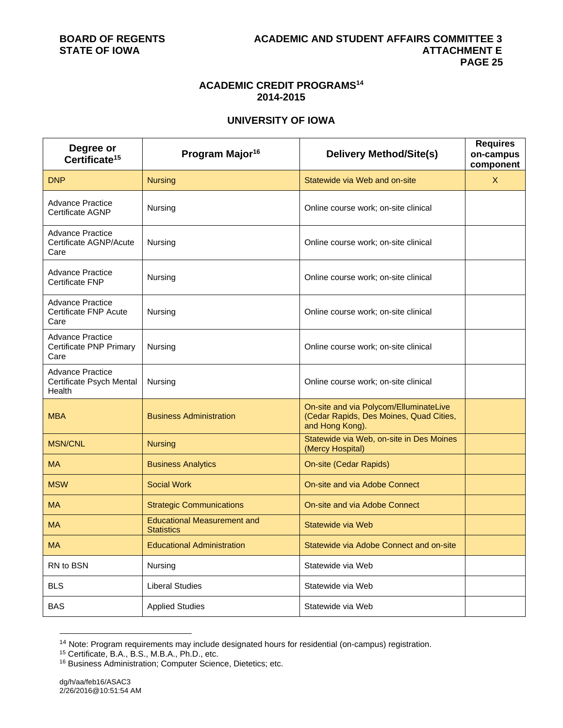## ACADEMIC CREDIT PROGRAMS[14]
## 2014-2015

### UNIVERSITY OF IOWA

| Degree or Certificate[15] | Program Major[16] | Delivery Method/Site(s) | Requires on-campus component |
|---|---|---|---|
| DNP | Nursing | Statewide via Web and on-site | X |
| Advance Practice Certificate AGNP | Nursing | Online course work; on-site clinical | |
| Advance Practice Certificate AGNP/Acute Care | Nursing | Online course work; on-site clinical | |
| Advance Practice Certificate FNP | Nursing | Online course work; on-site clinical | |
| Advance Practice Certificate FNP Acute Care | Nursing | Online course work; on-site clinical | |
| Advance Practice Certificate PNP Primary Care | Nursing | Online course work; on-site clinical | |
| Advance Practice Certificate Psych Mental Health | Nursing | Online course work; on-site clinical | |
| MBA | Business Administration | On-site and via Polycom/ElluminateLive (Cedar Rapids, Des Moines, Quad Cities, and Hong Kong). | |
| MSN/CNL | Nursing | Statewide via Web, on-site in Des Moines (Mercy Hospital) | |
| MA | Business Analytics | On-site (Cedar Rapids) | |
| MSW | Social Work | On-site and via Adobe Connect | |
| MA | Strategic Communications | On-site and via Adobe Connect | |
| MA | Educational Measurement and Statistics | Statewide via Web | |
| MA | Educational Administration | Statewide via Adobe Connect and on-site | |
| RN to BSN | Nursing | Statewide via Web | |
| BLS | Liberal Studies | Statewide via Web | |
| BAS | Applied Studies | Statewide via Web | |

[14] Note: Program requirements may include designated hours for residential (on-campus) registration.
[15] Certificate, B.A., B.S., M.B.A., Ph.D., etc.
[16] Business Administration; Computer Science, Dietetics; etc.

dg/h/aa/feb16/ASAC3
2/26/2016@10:51:54 AM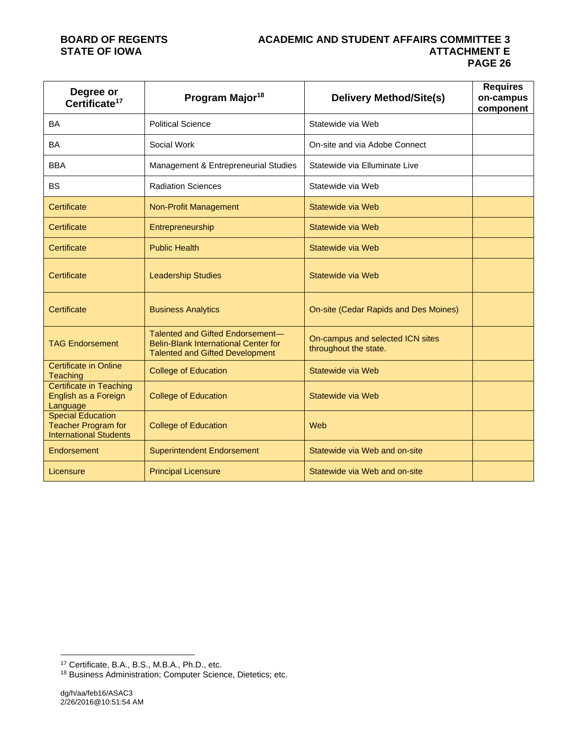| Degree or Certificate[17] | Program Major[18] | Delivery Method/Site(s) | Requires on-campus component |
|---|---|---|---|
| BA | Political Science | Statewide via Web | |
| BA | Social Work | On-site and via Adobe Connect | |
| BBA | Management & Entrepreneurial Studies | Statewide via Elluminate Live | |
| BS | Radiation Sciences | Statewide via Web | |
| Certificate | Non-Profit Management | Statewide via Web | |
| Certificate | Entrepreneurship | Statewide via Web | |
| Certificate | Public Health | Statewide via Web | |
| Certificate | Leadership Studies | Statewide via Web | |
| Certificate | Business Analytics | On-site (Cedar Rapids and Des Moines) | |
| TAG Endorsement | Talented and Gifted Endorsement—Belin-Blank International Center for Talented and Gifted Development | On-campus and selected ICN sites throughout the state. | |
| Certificate in Online Teaching | College of Education | Statewide via Web | |
| Certificate in Teaching English as a Foreign Language | College of Education | Statewide via Web | |
| Special Education Teacher Program for International Students | College of Education | Web | |
| Endorsement | Superintendent Endorsement | Statewide via Web and on-site | |
| Licensure | Principal Licensure | Statewide via Web and on-site | |

[17] Certificate, B.A., B.S., M.B.A., Ph.D., etc.

[18] Business Administration; Computer Science, Dietetics; etc.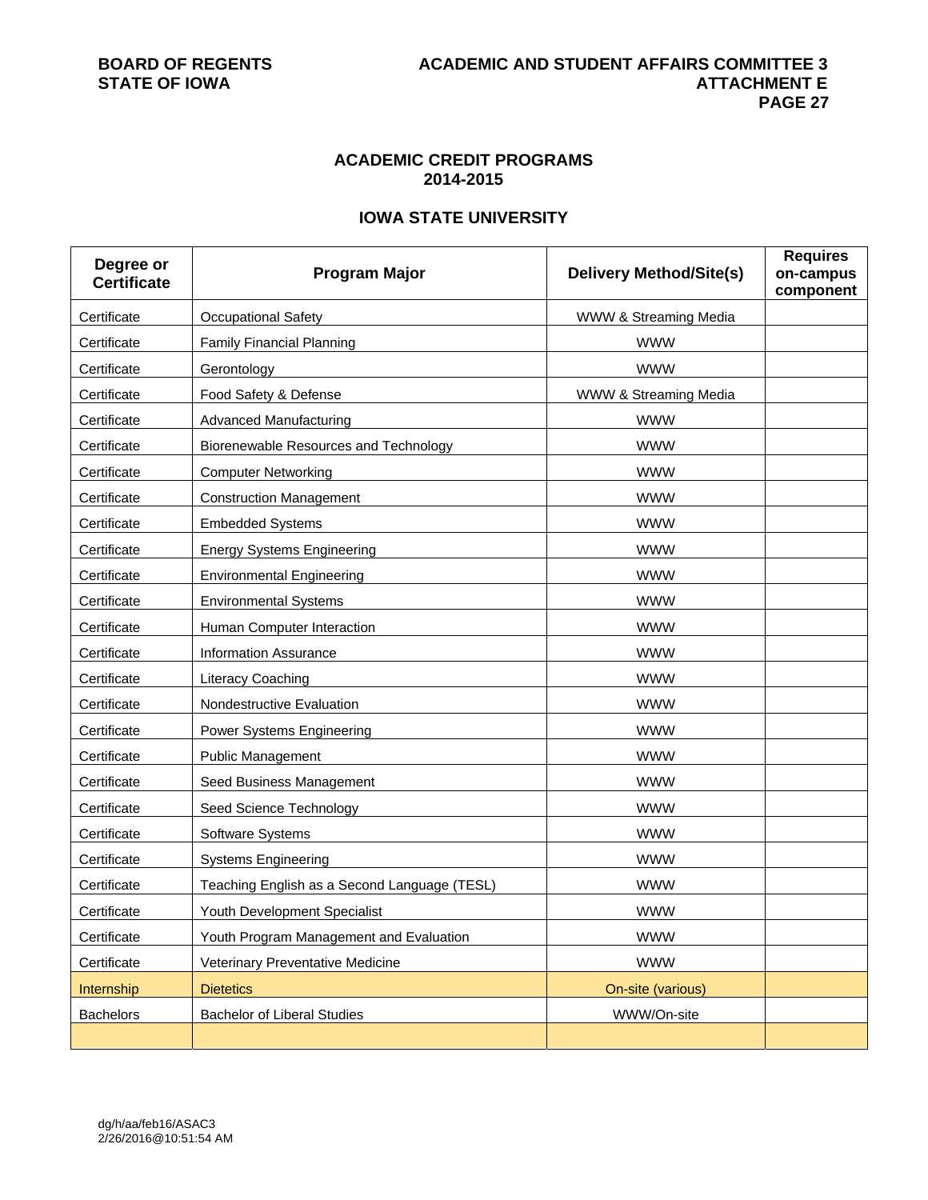## ACADEMIC CREDIT PROGRAMS
## 2014-2015

### IOWA STATE UNIVERSITY

| Degree or Certificate | Program Major | Delivery Method/Site(s) | Requires on-campus component |
|---|---|---|---|
| Certificate | Occupational Safety | WWW & Streaming Media | |
| Certificate | Family Financial Planning | WWW | |
| Certificate | Gerontology | WWW | |
| Certificate | Food Safety & Defense | WWW & Streaming Media | |
| Certificate | Advanced Manufacturing | WWW | |
| Certificate | Biorenewable Resources and Technology | WWW | |
| Certificate | Computer Networking | WWW | |
| Certificate | Construction Management | WWW | |
| Certificate | Embedded Systems | WWW | |
| Certificate | Energy Systems Engineering | WWW | |
| Certificate | Environmental Engineering | WWW | |
| Certificate | Environmental Systems | WWW | |
| Certificate | Human Computer Interaction | WWW | |
| Certificate | Information Assurance | WWW | |
| Certificate | Literacy Coaching | WWW | |
| Certificate | Nondestructive Evaluation | WWW | |
| Certificate | Power Systems Engineering | WWW | |
| Certificate | Public Management | WWW | |
| Certificate | Seed Business Management | WWW | |
| Certificate | Seed Science Technology | WWW | |
| Certificate | Software Systems | WWW | |
| Certificate | Systems Engineering | WWW | |
| Certificate | Teaching English as a Second Language (TESL) | WWW | |
| Certificate | Youth Development Specialist | WWW | |
| Certificate | Youth Program Management and Evaluation | WWW | |
| Certificate | Veterinary Preventative Medicine | WWW | |
| Internship | Dietetics | On-site (various) | |
| Bachelors | Bachelor of Liberal Studies | WWW/On-site | |
| | | | |

dg/h/aa/feb16/ASAC3
2/26/2016@10:51:54 AM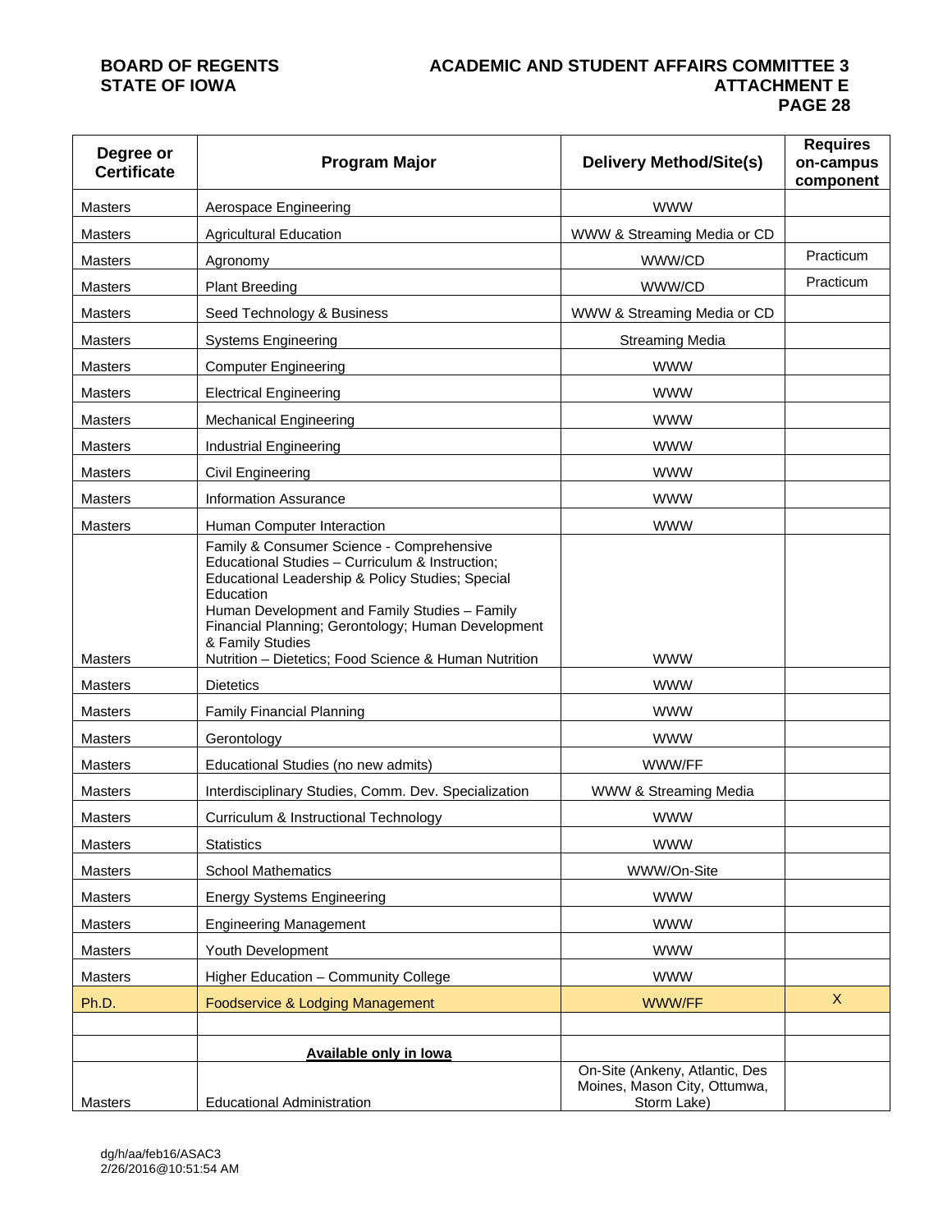| Degree or Certificate | Program Major | Delivery Method/Site(s) | Requires on-campus component |
|---|---|---|---|
| Masters | Aerospace Engineering | WWW | |
| Masters | Agricultural Education | WWW & Streaming Media or CD | |
| Masters | Agronomy | WWW/CD | Practicum |
| Masters | Plant Breeding | WWW/CD | Practicum |
| Masters | Seed Technology & Business | WWW & Streaming Media or CD | |
| Masters | Systems Engineering | Streaming Media | |
| Masters | Computer Engineering | WWW | |
| Masters | Electrical Engineering | WWW | |
| Masters | Mechanical Engineering | WWW | |
| Masters | Industrial Engineering | WWW | |
| Masters | Civil Engineering | WWW | |
| Masters | Information Assurance | WWW | |
| Masters | Human Computer Interaction | WWW | |
| Masters | Family & Consumer Science - Comprehensive<br>Educational Studies – Curriculum & Instruction; Educational Leadership & Policy Studies; Special Education<br>Human Development and Family Studies – Family Financial Planning; Gerontology; Human Development & Family Studies<br>Nutrition – Dietetics; Food Science & Human Nutrition | WWW | |
| Masters | Dietetics | WWW | |
| Masters | Family Financial Planning | WWW | |
| Masters | Gerontology | WWW | |
| Masters | Educational Studies (no new admits) | WWW/FF | |
| Masters | Interdisciplinary Studies, Comm. Dev. Specialization | WWW & Streaming Media | |
| Masters | Curriculum & Instructional Technology | WWW | |
| Masters | Statistics | WWW | |
| Masters | School Mathematics | WWW/On-Site | |
| Masters | Energy Systems Engineering | WWW | |
| Masters | Engineering Management | WWW | |
| Masters | Youth Development | WWW | |
| Masters | Higher Education – Community College | WWW | |
| Ph.D. | Foodservice & Lodging Management | WWW/FF | X |
| | | | |
| | **Available only in Iowa** | | |
| Masters | Educational Administration | On-Site (Ankeny, Atlantic, Des Moines, Mason City, Ottumwa, Storm Lake) | |

dg/h/aa/feb16/ASAC3
2/26/2016@10:51:54 AM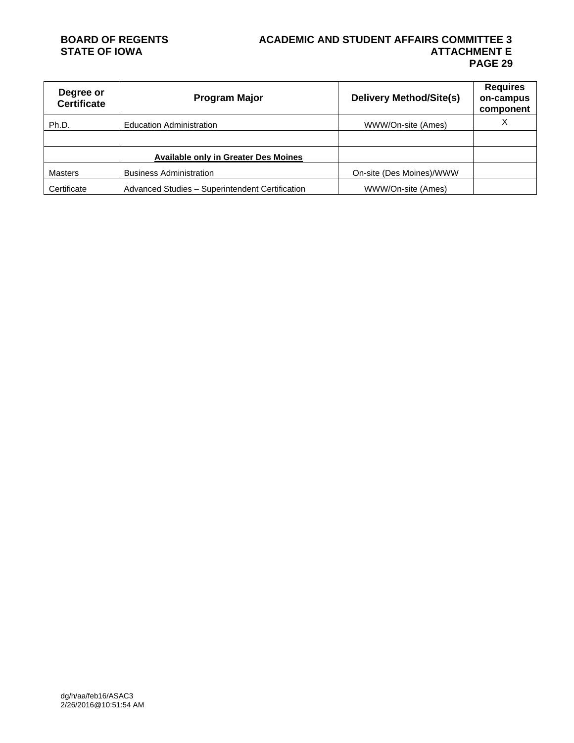| Degree or Certificate | Program Major | Delivery Method/Site(s) | Requires on-campus component |
|---|---|---|---|
| Ph.D. | Education Administration | WWW/On-site (Ames) | X |
| | | | |
| | **Available only in Greater Des Moines** | | |
| Masters | Business Administration | On-site (Des Moines)/WWW | |
| Certificate | Advanced Studies – Superintendent Certification | WWW/On-site (Ames) | |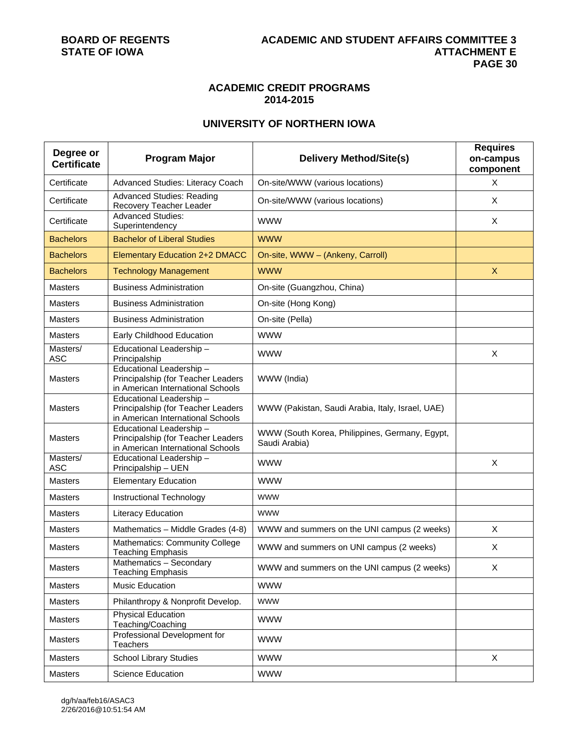## ACADEMIC CREDIT PROGRAMS
## 2014-2015

## UNIVERSITY OF NORTHERN IOWA

| Degree or Certificate | Program Major | Delivery Method/Site(s) | Requires on-campus component |
|---|---|---|---|
| Certificate | Advanced Studies: Literacy Coach | On-site/WWW (various locations) | X |
| Certificate | Advanced Studies: Reading Recovery Teacher Leader | On-site/WWW (various locations) | X |
| Certificate | Advanced Studies: Superintendency | WWW | X |
| Bachelors | Bachelor of Liberal Studies | WWW | |
| Bachelors | Elementary Education 2+2 DMACC | On-site, WWW – (Ankeny, Carroll) | |
| Bachelors | Technology Management | WWW | X |
| Masters | Business Administration | On-site (Guangzhou, China) | |
| Masters | Business Administration | On-site (Hong Kong) | |
| Masters | Business Administration | On-site (Pella) | |
| Masters | Early Childhood Education | WWW | |
| Masters/ ASC | Educational Leadership – Principalship | WWW | X |
| Masters | Educational Leadership – Principalship (for Teacher Leaders in American International Schools | WWW (India) | |
| Masters | Educational Leadership – Principalship (for Teacher Leaders in American International Schools | WWW (Pakistan, Saudi Arabia, Italy, Israel, UAE) | |
| Masters | Educational Leadership – Principalship (for Teacher Leaders in American International Schools | WWW (South Korea, Philippines, Germany, Egypt, Saudi Arabia) | |
| Masters/ ASC | Educational Leadership – Principalship – UEN | WWW | X |
| Masters | Elementary Education | WWW | |
| Masters | Instructional Technology | WWW | |
| Masters | Literacy Education | WWW | |
| Masters | Mathematics – Middle Grades (4-8) | WWW and summers on the UNI campus (2 weeks) | X |
| Masters | Mathematics: Community College Teaching Emphasis | WWW and summers on UNI campus (2 weeks) | X |
| Masters | Mathematics – Secondary Teaching Emphasis | WWW and summers on the UNI campus (2 weeks) | X |
| Masters | Music Education | WWW | |
| Masters | Philanthropy & Nonprofit Develop. | WWW | |
| Masters | Physical Education Teaching/Coaching | WWW | |
| Masters | Professional Development for Teachers | WWW | |
| Masters | School Library Studies | WWW | X |
| Masters | Science Education | WWW | |

dg/h/aa/feb16/ASAC3
2/26/2016@10:51:54 AM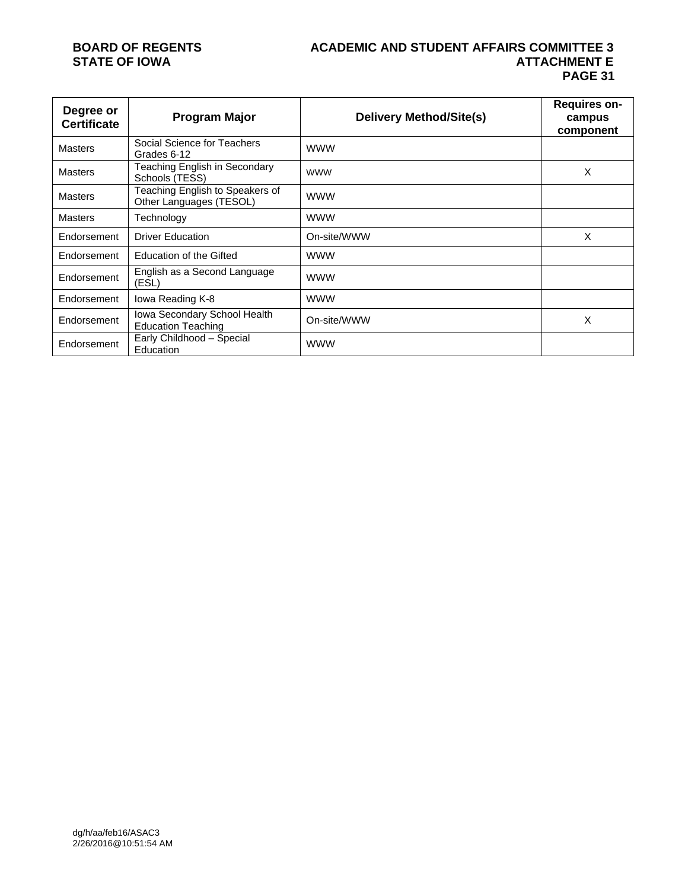| Degree or Certificate | Program Major | Delivery Method/Site(s) | Requires on-campus component |
|---|---|---|---|
| Masters | Social Science for Teachers Grades 6-12 | WWW | |
| Masters | Teaching English in Secondary Schools (TESS) | WWW | X |
| Masters | Teaching English to Speakers of Other Languages (TESOL) | WWW | |
| Masters | Technology | WWW | |
| Endorsement | Driver Education | On-site/WWW | X |
| Endorsement | Education of the Gifted | WWW | |
| Endorsement | English as a Second Language (ESL) | WWW | |
| Endorsement | Iowa Reading K-8 | WWW | |
| Endorsement | Iowa Secondary School Health Education Teaching | On-site/WWW | X |
| Endorsement | Early Childhood – Special Education | WWW | |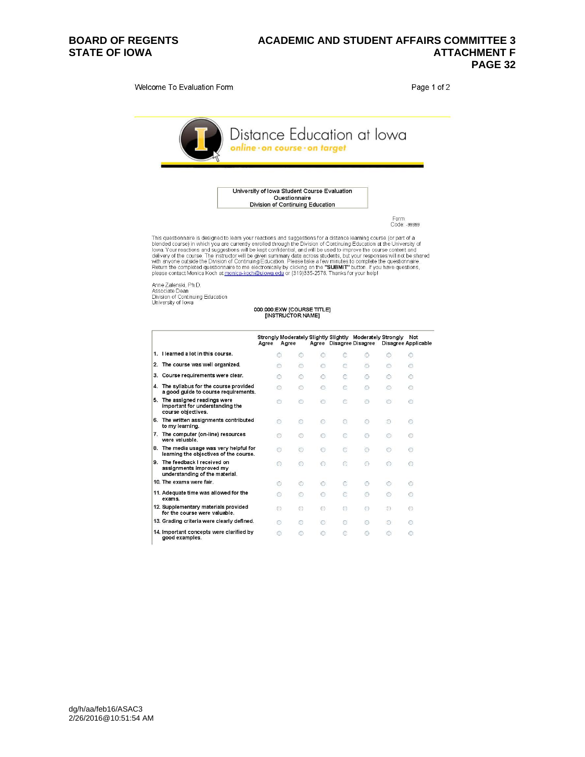Welcome To Evaluation Form

Page 1 of 2

# Distance Education at Iowa

*online · on course · on target*

**University of Iowa Student Course Evaluation Questionnaire**
**Division of Continuing Education**

Form Code: -99999

This questionnaire is designed to learn your reactions and suggestions for a distance learning course (or part of a blended course) in which you are currently enrolled through the Division of Continuing Education at the University of Iowa. Your reactions and suggestions will be kept confidential, and will be used to improve the course content and delivery of the course. The instructor will be given summary data across students, but your responses will not be shared with anyone outside the Division of Continuing Education. Please take a few minutes to complete the questionnaire. Return the completed questionnaire to me electronically by clicking on the **"SUBMIT"** button. If you have questions, please contact Monica Koch at monica-koch@uiowa.edu or (319)335-2578. Thanks for your help!

Anne Zalenski, Ph.D.
Associate Dean
Division of Continuing Education
University of Iowa

000:000:EXW [COURSE TITLE]
[INSTRUCTOR NAME]

| | Strongly Agree | Moderately Agree | Slightly Agree | Slightly Disagree | Moderately Disagree | Strongly Disagree | Not Applicable |
|---|---|---|---|---|---|---|---|
| 1. I learned a lot in this course. | ○ | ○ | ○ | ○ | ○ | ○ | ○ |
| 2. The course was well organized. | ○ | ○ | ○ | ○ | ○ | ○ | ○ |
| 3. Course requirements were clear. | ○ | ○ | ○ | ○ | ○ | ○ | ○ |
| 4. The syllabus for the course provided a good guide to course requirements. | ○ | ○ | ○ | ○ | ○ | ○ | ○ |
| 5. The assigned readings were important for understanding the course objectives. | ○ | ○ | ○ | ○ | ○ | ○ | ○ |
| 6. The written assignments contributed to my learning. | ○ | ○ | ○ | ○ | ○ | ○ | ○ |
| 7. The computer (on-line) resources were valuable. | ○ | ○ | ○ | ○ | ○ | ○ | ○ |
| 8. The media usage was very helpful for learning the objectives of the course. | ○ | ○ | ○ | ○ | ○ | ○ | ○ |
| 9. The feedback I received on assignments improved my understanding of the material. | ○ | ○ | ○ | ○ | ○ | ○ | ○ |
| 10. The exams were fair. | ○ | ○ | ○ | ○ | ○ | ○ | ○ |
| 11. Adequate time was allowed for the exams. | ○ | ○ | ○ | ○ | ○ | ○ | ○ |
| 12. Supplementary materials provided for the course were valuable. | ○ | ○ | ○ | ○ | ○ | ○ | ○ |
| 13. Grading criteria were clearly defined. | ○ | ○ | ○ | ○ | ○ | ○ | ○ |
| 14. Important concepts were clarified by good examples. | ○ | ○ | ○ | ○ | ○ | ○ | ○ |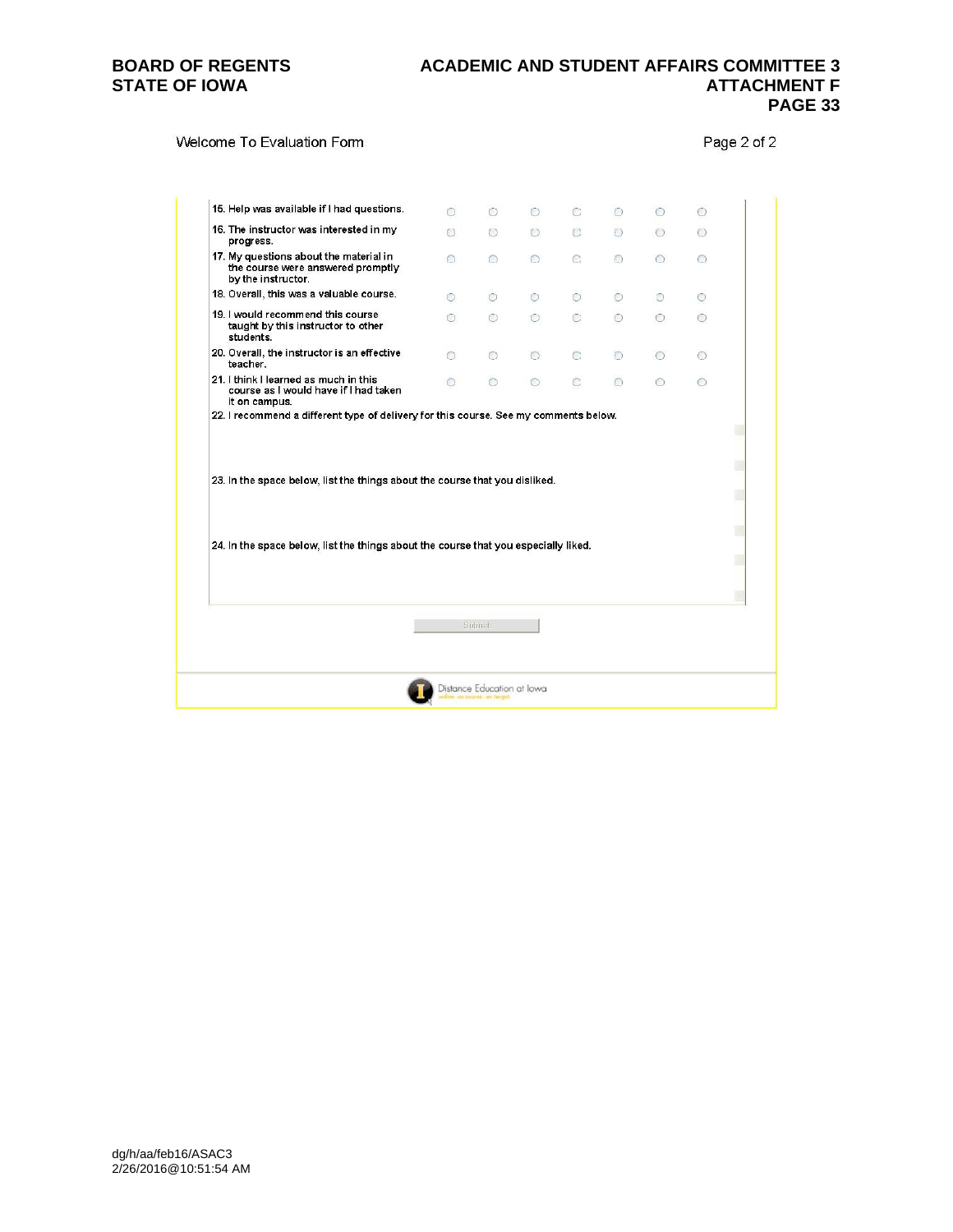Welcome To Evaluation Form

| | | | | | | | |
|---|---|---|---|---|---|---|---|
| 15. Help was available if I had questions. | ○ | ○ | ○ | ○ | ○ | ○ | ○ |
| 16. The instructor was interested in my progress. | ○ | ○ | ○ | ○ | ○ | ○ | ○ |
| 17. My questions about the material in the course were answered promptly by the instructor. | ○ | ○ | ○ | ○ | ○ | ○ | ○ |
| 18. Overall, this was a valuable course. | ○ | ○ | ○ | ○ | ○ | ○ | ○ |
| 19. I would recommend this course taught by this instructor to other students. | ○ | ○ | ○ | ○ | ○ | ○ | ○ |
| 20. Overall, the instructor is an effective teacher. | ○ | ○ | ○ | ○ | ○ | ○ | ○ |
| 21. I think I learned as much in this course as I would have if I had taken it on campus. | ○ | ○ | ○ | ○ | ○ | ○ | ○ |

22. I recommend a different type of delivery for this course. See my comments below.

23. In the space below, list the things about the course that you disliked.

24. In the space below, list the things about the course that you especially liked.

Submit

Distance Education at Iowa

dg/h/aa/feb16/ASAC3
2/26/2016@10:51:54 AM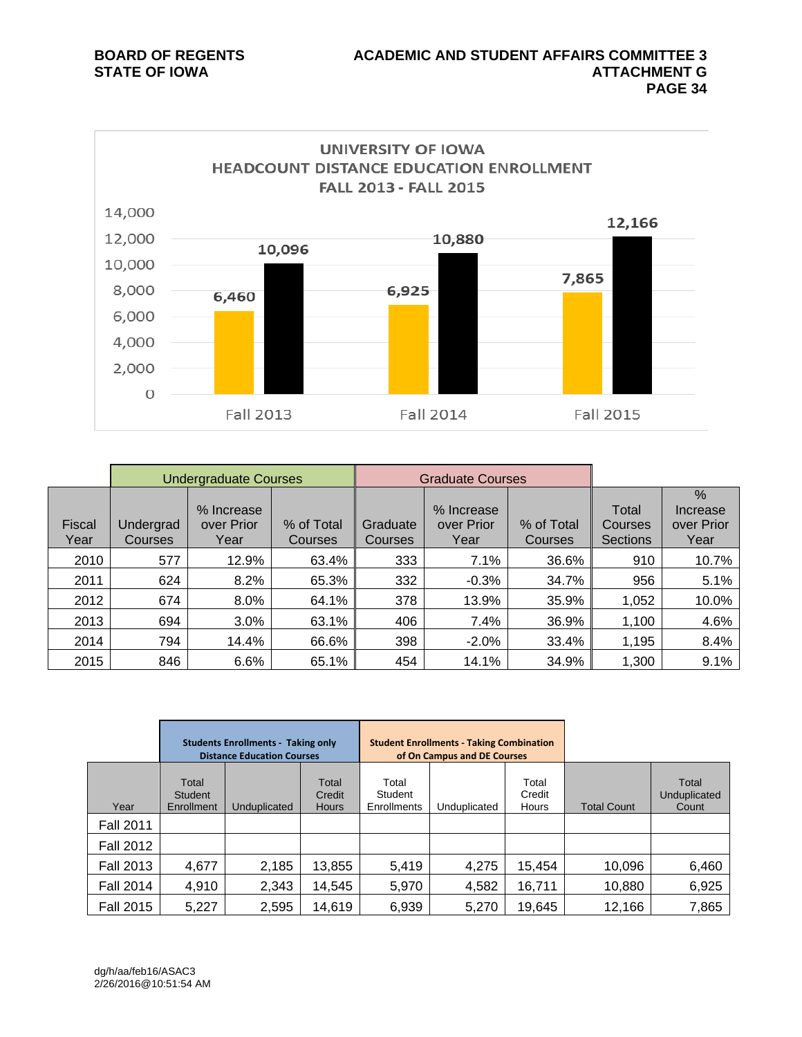UNIVERSITY OF IOWA
HEADCOUNT DISTANCE EDUCATION ENROLLMENT
FALL 2013 - FALL 2015

| | Fall 2013 | Fall 2014 | Fall 2015 |
|---|---|---|---|
| Unduplicated Count | 6,460 | 6,925 | 7,865 |
| Total Count | 10,096 | 10,880 | 12,166 |

| | Undergraduate Courses | | | Graduate Courses | | | | |
|---|---|---|---|---|---|---|---|---|
| Fiscal Year | Undergrad Courses | % Increase over Prior Year | % of Total Courses | Graduate Courses | % Increase over Prior Year | % of Total Courses | Total Courses Sections | % Increase over Prior Year |
| 2010 | 577 | 12.9% | 63.4% | 333 | 7.1% | 36.6% | 910 | 10.7% |
| 2011 | 624 | 8.2% | 65.3% | 332 | -0.3% | 34.7% | 956 | 5.1% |
| 2012 | 674 | 8.0% | 64.1% | 378 | 13.9% | 35.9% | 1,052 | 10.0% |
| 2013 | 694 | 3.0% | 63.1% | 406 | 7.4% | 36.9% | 1,100 | 4.6% |
| 2014 | 794 | 14.4% | 66.6% | 398 | -2.0% | 33.4% | 1,195 | 8.4% |
| 2015 | 846 | 6.6% | 65.1% | 454 | 14.1% | 34.9% | 1,300 | 9.1% |

| | **Students Enrollments - Taking only Distance Education Courses** | | | **Student Enrollments - Taking Combination of On Campus and DE Courses** | | | | |
|---|---|---|---|---|---|---|---|---|
| Year | Total Student Enrollment | Unduplicated | Total Credit Hours | Total Student Enrollments | Unduplicated | Total Credit Hours | Total Count | Total Unduplicated Count |
| Fall 2011 | | | | | | | | |
| Fall 2012 | | | | | | | | |
| Fall 2013 | 4,677 | 2,185 | 13,855 | 5,419 | 4,275 | 15,454 | 10,096 | 6,460 |
| Fall 2014 | 4,910 | 2,343 | 14,545 | 5,970 | 4,582 | 16,711 | 10,880 | 6,925 |
| Fall 2015 | 5,227 | 2,595 | 14,619 | 6,939 | 5,270 | 19,645 | 12,166 | 7,865 |

dg/h/aa/feb16/ASAC3
2/26/2016@10:51:54 AM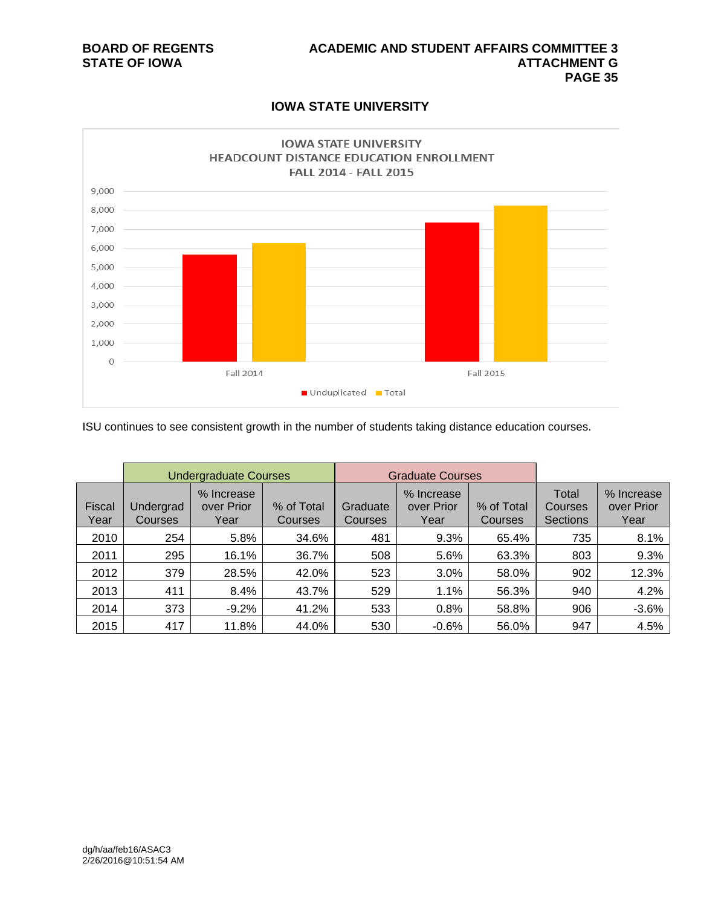## IOWA STATE UNIVERSITY

IOWA STATE UNIVERSITY
HEADCOUNT DISTANCE EDUCATION ENROLLMENT
FALL 2014 - FALL 2015

ISU continues to see consistent growth in the number of students taking distance education courses.

| | Undergraduate Courses | | | Graduate Courses | | | | |
|---|---|---|---|---|---|---|---|---|
| Fiscal Year | Undergrad Courses | % Increase over Prior Year | % of Total Courses | Graduate Courses | % Increase over Prior Year | % of Total Courses | Total Courses Sections | % Increase over Prior Year |
| 2010 | 254 | 5.8% | 34.6% | 481 | 9.3% | 65.4% | 735 | 8.1% |
| 2011 | 295 | 16.1% | 36.7% | 508 | 5.6% | 63.3% | 803 | 9.3% |
| 2012 | 379 | 28.5% | 42.0% | 523 | 3.0% | 58.0% | 902 | 12.3% |
| 2013 | 411 | 8.4% | 43.7% | 529 | 1.1% | 56.3% | 940 | 4.2% |
| 2014 | 373 | -9.2% | 41.2% | 533 | 0.8% | 58.8% | 906 | -3.6% |
| 2015 | 417 | 11.8% | 44.0% | 530 | -0.6% | 56.0% | 947 | 4.5% |

dg/h/aa/feb16/ASAC3
2/26/2016@10:51:54 AM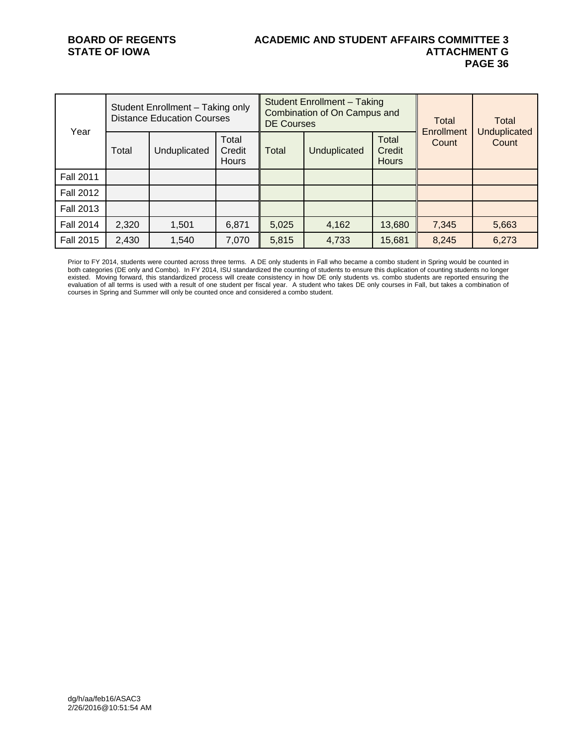| Year | Student Enrollment – Taking only Distance Education Courses | | | Student Enrollment – Taking Combination of On Campus and DE Courses | | | Total Enrollment Count | Total Unduplicated Count |
|---|---|---|---|---|---|---|---|---|
| | Total | Unduplicated | Total Credit Hours | Total | Unduplicated | Total Credit Hours | | |
| Fall 2011 | | | | | | | | |
| Fall 2012 | | | | | | | | |
| Fall 2013 | | | | | | | | |
| Fall 2014 | 2,320 | 1,501 | 6,871 | 5,025 | 4,162 | 13,680 | 7,345 | 5,663 |
| Fall 2015 | 2,430 | 1,540 | 7,070 | 5,815 | 4,733 | 15,681 | 8,245 | 6,273 |

Prior to FY 2014, students were counted across three terms. A DE only students in Fall who became a combo student in Spring would be counted in both categories (DE only and Combo). In FY 2014, ISU standardized the counting of students to ensure this duplication of counting students no longer existed. Moving forward, this standardized process will create consistency in how DE only students vs. combo students are reported ensuring the evaluation of all terms is used with a result of one student per fiscal year. A student who takes DE only courses in Fall, but takes a combination of courses in Spring and Summer will only be counted once and considered a combo student.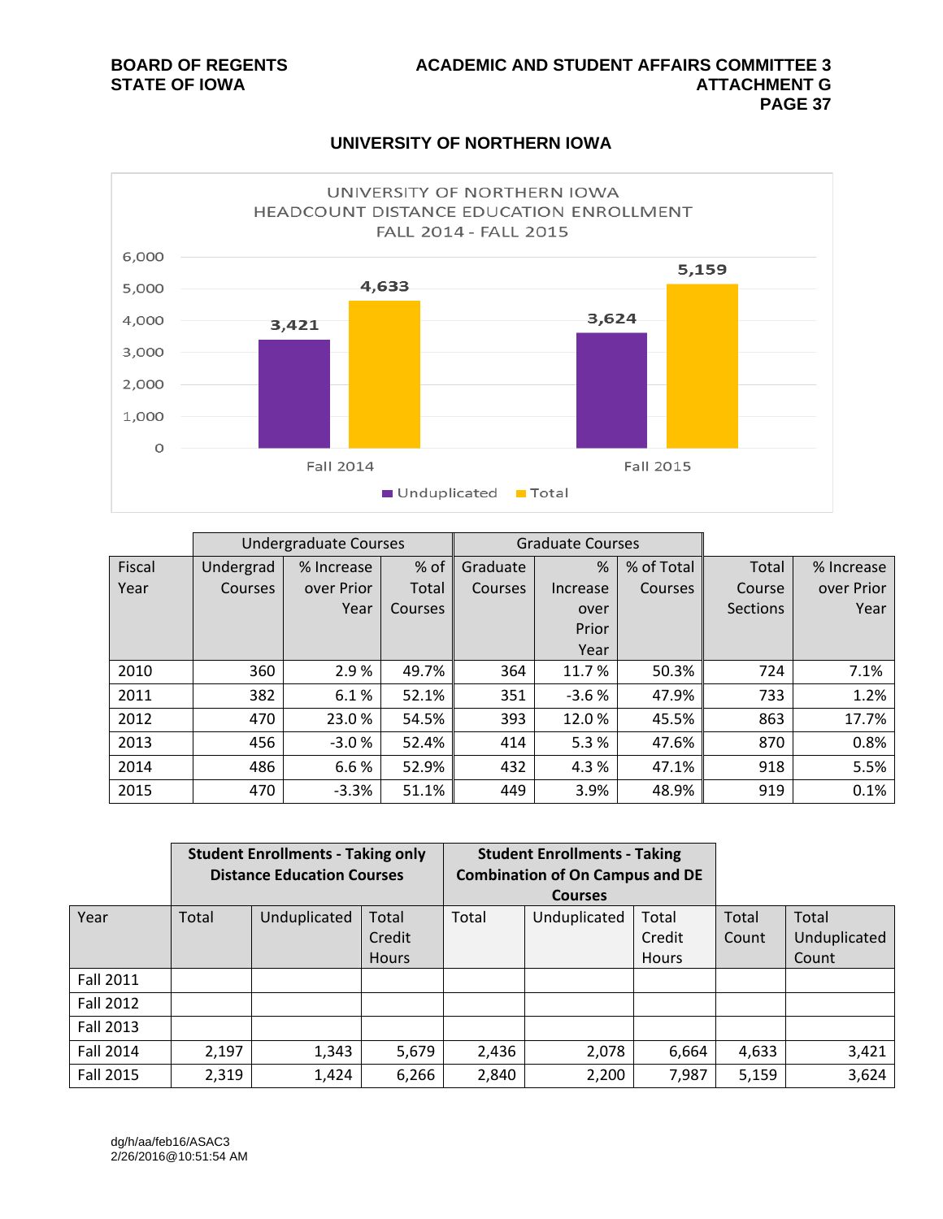## UNIVERSITY OF NORTHERN IOWA

UNIVERSITY OF NORTHERN IOWA
HEADCOUNT DISTANCE EDUCATION ENROLLMENT
FALL 2014 - FALL 2015

| | Unduplicated | Total |
|---|---|---|
| Fall 2014 | 3,421 | 4,633 |
| Fall 2015 | 3,624 | 5,159 |

| | Undergraduate Courses | | | Graduate Courses | | | | |
|---|---|---|---|---|---|---|---|---|
| Fiscal Year | Undergrad Courses | % Increase over Prior Year | % of Total Courses | Graduate Courses | % Increase over Prior Year | % of Total Courses | Total Course Sections | % Increase over Prior Year |
| 2010 | 360 | 2.9 % | 49.7% | 364 | 11.7 % | 50.3% | 724 | 7.1% |
| 2011 | 382 | 6.1 % | 52.1% | 351 | -3.6 % | 47.9% | 733 | 1.2% |
| 2012 | 470 | 23.0 % | 54.5% | 393 | 12.0 % | 45.5% | 863 | 17.7% |
| 2013 | 456 | -3.0 % | 52.4% | 414 | 5.3 % | 47.6% | 870 | 0.8% |
| 2014 | 486 | 6.6 % | 52.9% | 432 | 4.3 % | 47.1% | 918 | 5.5% |
| 2015 | 470 | -3.3% | 51.1% | 449 | 3.9% | 48.9% | 919 | 0.1% |

| | **Student Enrollments - Taking only Distance Education Courses** | | | **Student Enrollments - Taking Combination of On Campus and DE Courses** | | | | |
|---|---|---|---|---|---|---|---|---|
| Year | Total | Unduplicated | Total Credit Hours | Total | Unduplicated | Total Credit Hours | Total Count | Total Unduplicated Count |
| Fall 2011 | | | | | | | | |
| Fall 2012 | | | | | | | | |
| Fall 2013 | | | | | | | | |
| Fall 2014 | 2,197 | 1,343 | 5,679 | 2,436 | 2,078 | 6,664 | 4,633 | 3,421 |
| Fall 2015 | 2,319 | 1,424 | 6,266 | 2,840 | 2,200 | 7,987 | 5,159 | 3,624 |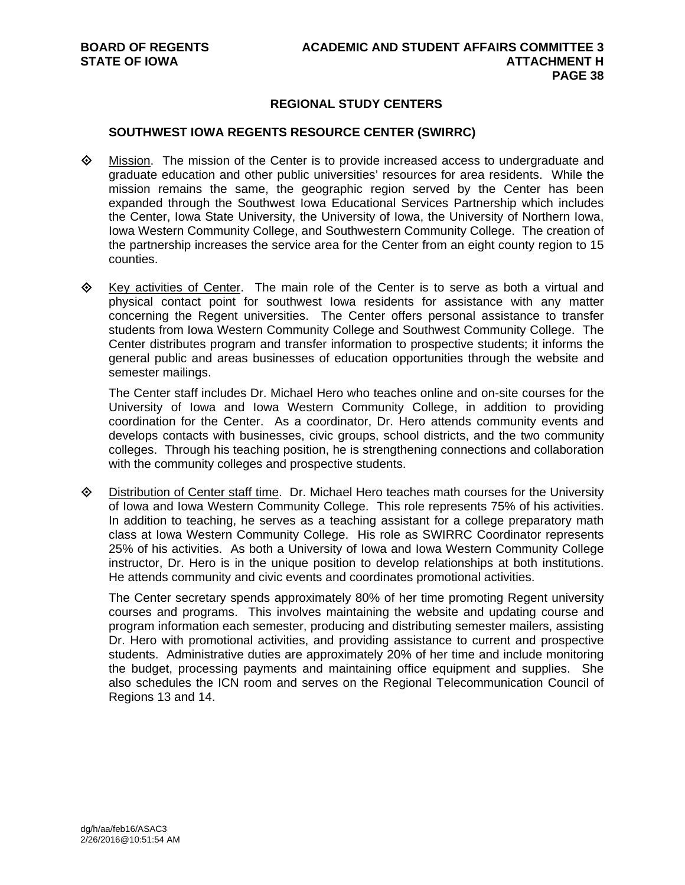## REGIONAL STUDY CENTERS

### SOUTHWEST IOWA REGENTS RESOURCE CENTER (SWIRRC)

- Mission. The mission of the Center is to provide increased access to undergraduate and graduate education and other public universities' resources for area residents. While the mission remains the same, the geographic region served by the Center has been expanded through the Southwest Iowa Educational Services Partnership which includes the Center, Iowa State University, the University of Iowa, the University of Northern Iowa, Iowa Western Community College, and Southwestern Community College. The creation of the partnership increases the service area for the Center from an eight county region to 15 counties.

- Key activities of Center. The main role of the Center is to serve as both a virtual and physical contact point for southwest Iowa residents for assistance with any matter concerning the Regent universities. The Center offers personal assistance to transfer students from Iowa Western Community College and Southwest Community College. The Center distributes program and transfer information to prospective students; it informs the general public and areas businesses of education opportunities through the website and semester mailings.

  The Center staff includes Dr. Michael Hero who teaches online and on-site courses for the University of Iowa and Iowa Western Community College, in addition to providing coordination for the Center. As a coordinator, Dr. Hero attends community events and develops contacts with businesses, civic groups, school districts, and the two community colleges. Through his teaching position, he is strengthening connections and collaboration with the community colleges and prospective students.

- Distribution of Center staff time. Dr. Michael Hero teaches math courses for the University of Iowa and Iowa Western Community College. This role represents 75% of his activities. In addition to teaching, he serves as a teaching assistant for a college preparatory math class at Iowa Western Community College. His role as SWIRRC Coordinator represents 25% of his activities. As both a University of Iowa and Iowa Western Community College instructor, Dr. Hero is in the unique position to develop relationships at both institutions. He attends community and civic events and coordinates promotional activities.

  The Center secretary spends approximately 80% of her time promoting Regent university courses and programs. This involves maintaining the website and updating course and program information each semester, producing and distributing semester mailers, assisting Dr. Hero with promotional activities, and providing assistance to current and prospective students. Administrative duties are approximately 20% of her time and include monitoring the budget, processing payments and maintaining office equipment and supplies. She also schedules the ICN room and serves on the Regional Telecommunication Council of Regions 13 and 14.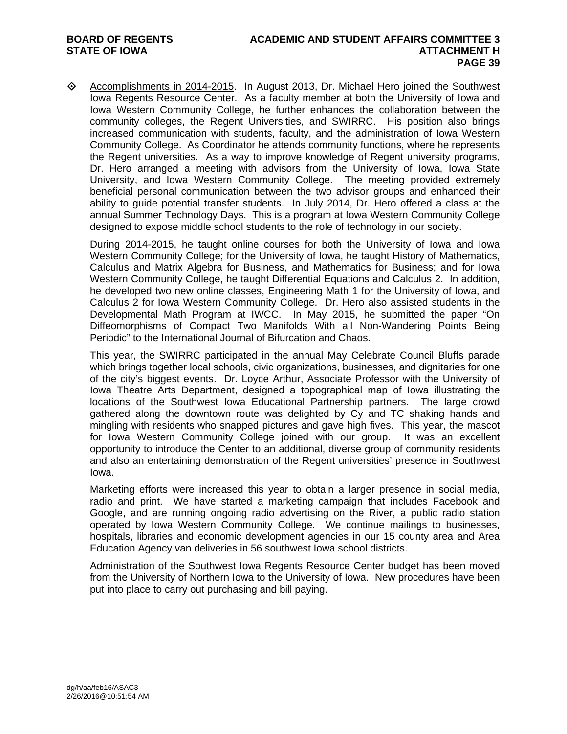- Accomplishments in 2014-2015. In August 2013, Dr. Michael Hero joined the Southwest Iowa Regents Resource Center. As a faculty member at both the University of Iowa and Iowa Western Community College, he further enhances the collaboration between the community colleges, the Regent Universities, and SWIRRC. His position also brings increased communication with students, faculty, and the administration of Iowa Western Community College. As Coordinator he attends community functions, where he represents the Regent universities. As a way to improve knowledge of Regent university programs, Dr. Hero arranged a meeting with advisors from the University of Iowa, Iowa State University, and Iowa Western Community College. The meeting provided extremely beneficial personal communication between the two advisor groups and enhanced their ability to guide potential transfer students. In July 2014, Dr. Hero offered a class at the annual Summer Technology Days. This is a program at Iowa Western Community College designed to expose middle school students to the role of technology in our society.

  During 2014-2015, he taught online courses for both the University of Iowa and Iowa Western Community College; for the University of Iowa, he taught History of Mathematics, Calculus and Matrix Algebra for Business, and Mathematics for Business; and for Iowa Western Community College, he taught Differential Equations and Calculus 2. In addition, he developed two new online classes, Engineering Math 1 for the University of Iowa, and Calculus 2 for Iowa Western Community College. Dr. Hero also assisted students in the Developmental Math Program at IWCC. In May 2015, he submitted the paper "On Diffeomorphisms of Compact Two Manifolds With all Non-Wandering Points Being Periodic" to the International Journal of Bifurcation and Chaos.

  This year, the SWIRRC participated in the annual May Celebrate Council Bluffs parade which brings together local schools, civic organizations, businesses, and dignitaries for one of the city's biggest events. Dr. Loyce Arthur, Associate Professor with the University of Iowa Theatre Arts Department, designed a topographical map of Iowa illustrating the locations of the Southwest Iowa Educational Partnership partners. The large crowd gathered along the downtown route was delighted by Cy and TC shaking hands and mingling with residents who snapped pictures and gave high fives. This year, the mascot for Iowa Western Community College joined with our group. It was an excellent opportunity to introduce the Center to an additional, diverse group of community residents and also an entertaining demonstration of the Regent universities' presence in Southwest Iowa.

  Marketing efforts were increased this year to obtain a larger presence in social media, radio and print. We have started a marketing campaign that includes Facebook and Google, and are running ongoing radio advertising on the River, a public radio station operated by Iowa Western Community College. We continue mailings to businesses, hospitals, libraries and economic development agencies in our 15 county area and Area Education Agency van deliveries in 56 southwest Iowa school districts.

  Administration of the Southwest Iowa Regents Resource Center budget has been moved from the University of Northern Iowa to the University of Iowa. New procedures have been put into place to carry out purchasing and bill paying.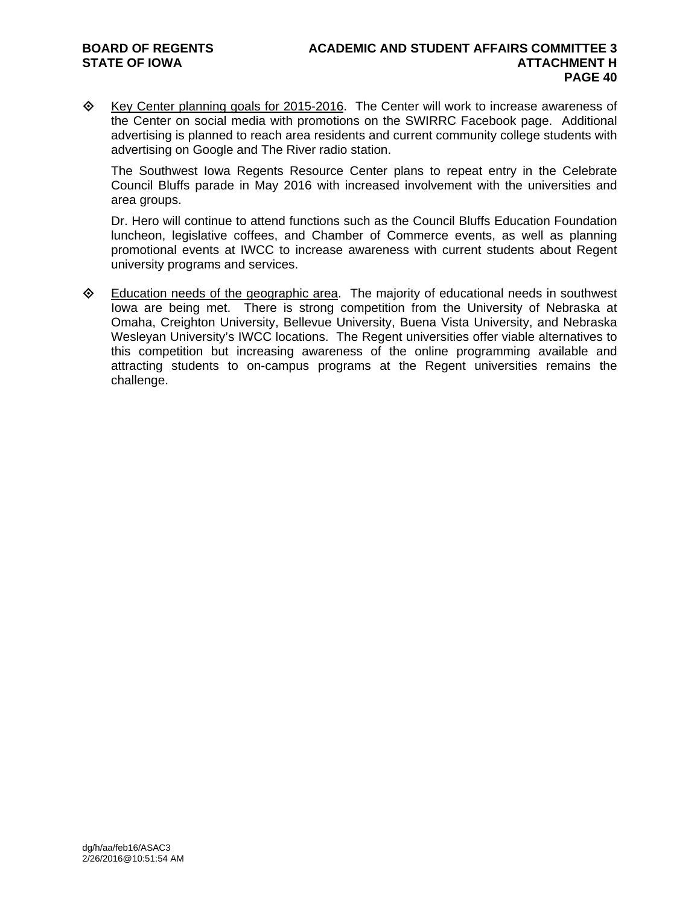- Key Center planning goals for 2015-2016. The Center will work to increase awareness of the Center on social media with promotions on the SWIRRC Facebook page. Additional advertising is planned to reach area residents and current community college students with advertising on Google and The River radio station.

  The Southwest Iowa Regents Resource Center plans to repeat entry in the Celebrate Council Bluffs parade in May 2016 with increased involvement with the universities and area groups.

  Dr. Hero will continue to attend functions such as the Council Bluffs Education Foundation luncheon, legislative coffees, and Chamber of Commerce events, as well as planning promotional events at IWCC to increase awareness with current students about Regent university programs and services.

- Education needs of the geographic area. The majority of educational needs in southwest Iowa are being met. There is strong competition from the University of Nebraska at Omaha, Creighton University, Bellevue University, Buena Vista University, and Nebraska Wesleyan University's IWCC locations. The Regent universities offer viable alternatives to this competition but increasing awareness of the online programming available and attracting students to on-campus programs at the Regent universities remains the challenge.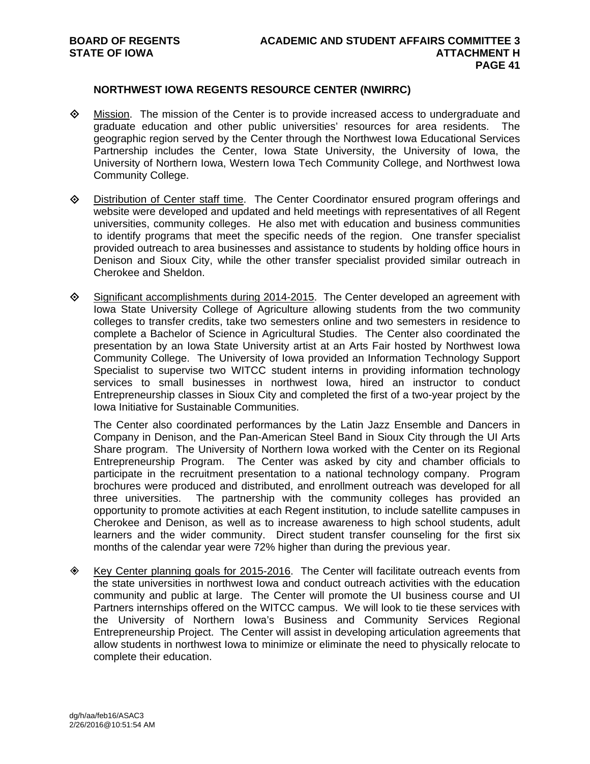### NORTHWEST IOWA REGENTS RESOURCE CENTER (NWIRRC)

- Mission. The mission of the Center is to provide increased access to undergraduate and graduate education and other public universities' resources for area residents. The geographic region served by the Center through the Northwest Iowa Educational Services Partnership includes the Center, Iowa State University, the University of Iowa, the University of Northern Iowa, Western Iowa Tech Community College, and Northwest Iowa Community College.

- Distribution of Center staff time. The Center Coordinator ensured program offerings and website were developed and updated and held meetings with representatives of all Regent universities, community colleges. He also met with education and business communities to identify programs that meet the specific needs of the region. One transfer specialist provided outreach to area businesses and assistance to students by holding office hours in Denison and Sioux City, while the other transfer specialist provided similar outreach in Cherokee and Sheldon.

- Significant accomplishments during 2014-2015. The Center developed an agreement with Iowa State University College of Agriculture allowing students from the two community colleges to transfer credits, take two semesters online and two semesters in residence to complete a Bachelor of Science in Agricultural Studies. The Center also coordinated the presentation by an Iowa State University artist at an Arts Fair hosted by Northwest Iowa Community College. The University of Iowa provided an Information Technology Support Specialist to supervise two WITCC student interns in providing information technology services to small businesses in northwest Iowa, hired an instructor to conduct Entrepreneurship classes in Sioux City and completed the first of a two-year project by the Iowa Initiative for Sustainable Communities.

  The Center also coordinated performances by the Latin Jazz Ensemble and Dancers in Company in Denison, and the Pan-American Steel Band in Sioux City through the UI Arts Share program. The University of Northern Iowa worked with the Center on its Regional Entrepreneurship Program. The Center was asked by city and chamber officials to participate in the recruitment presentation to a national technology company. Program brochures were produced and distributed, and enrollment outreach was developed for all three universities. The partnership with the community colleges has provided an opportunity to promote activities at each Regent institution, to include satellite campuses in Cherokee and Denison, as well as to increase awareness to high school students, adult learners and the wider community. Direct student transfer counseling for the first six months of the calendar year were 72% higher than during the previous year.

- Key Center planning goals for 2015-2016. The Center will facilitate outreach events from the state universities in northwest Iowa and conduct outreach activities with the education community and public at large. The Center will promote the UI business course and UI Partners internships offered on the WITCC campus. We will look to tie these services with the University of Northern Iowa's Business and Community Services Regional Entrepreneurship Project. The Center will assist in developing articulation agreements that allow students in northwest Iowa to minimize or eliminate the need to physically relocate to complete their education.

dg/h/aa/feb16/ASAC3
2/26/2016@10:51:54 AM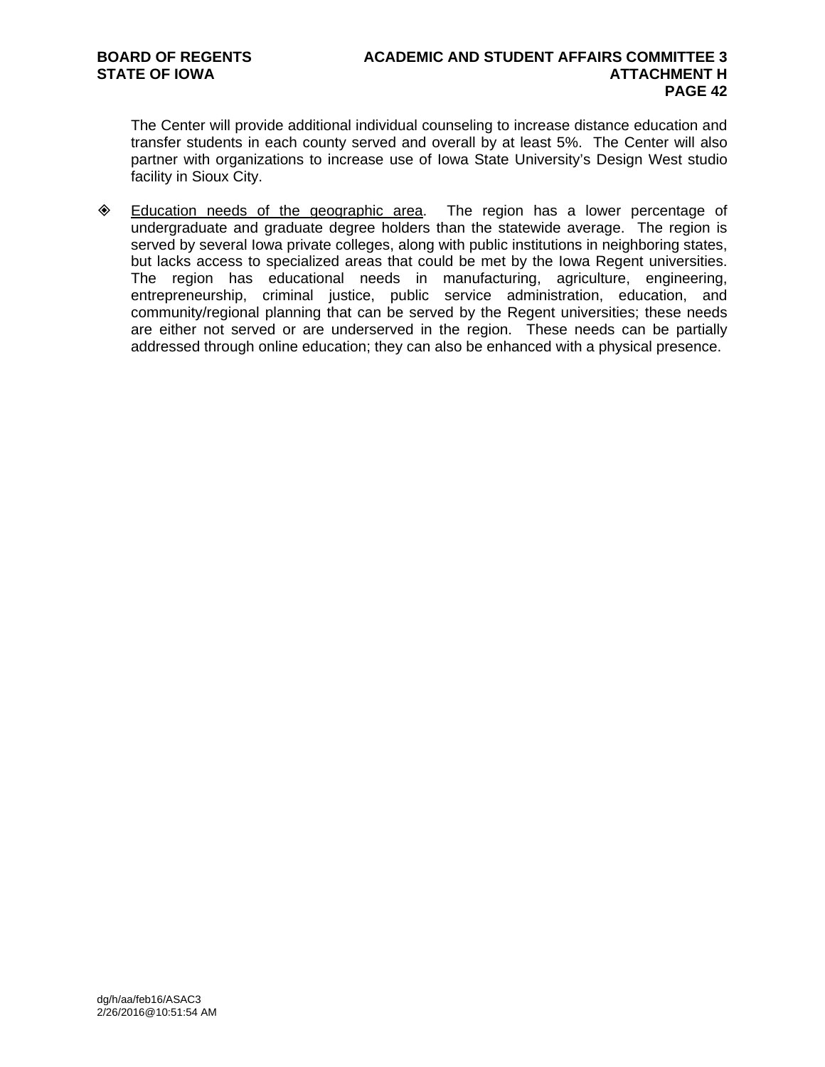The Center will provide additional individual counseling to increase distance education and transfer students in each county served and overall by at least 5%. The Center will also partner with organizations to increase use of Iowa State University's Design West studio facility in Sioux City.

- <u>Education needs of the geographic area</u>. The region has a lower percentage of undergraduate and graduate degree holders than the statewide average. The region is served by several Iowa private colleges, along with public institutions in neighboring states, but lacks access to specialized areas that could be met by the Iowa Regent universities. The region has educational needs in manufacturing, agriculture, engineering, entrepreneurship, criminal justice, public service administration, education, and community/regional planning that can be served by the Regent universities; these needs are either not served or are underserved in the region. These needs can be partially addressed through online education; they can also be enhanced with a physical presence.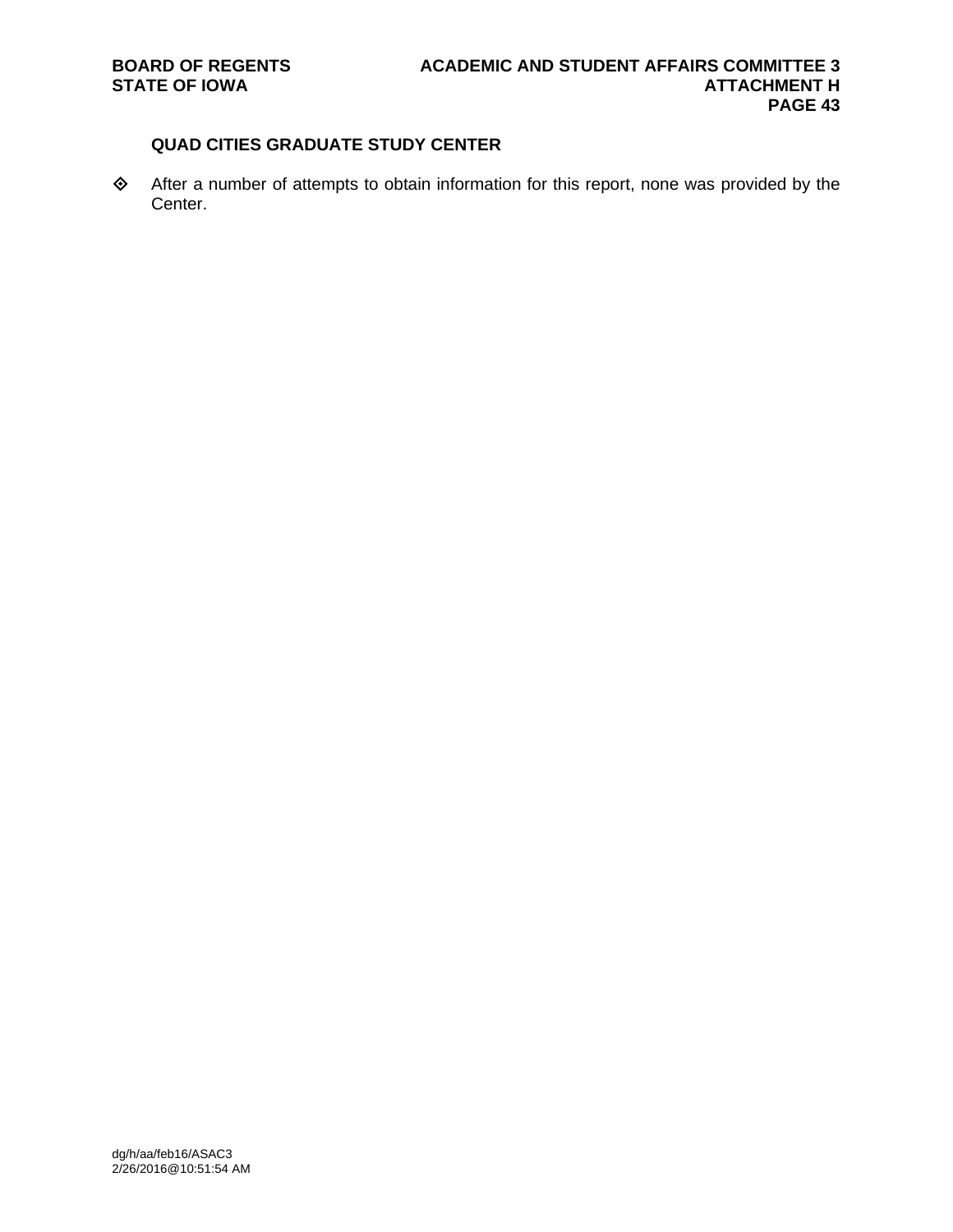**QUAD CITIES GRADUATE STUDY CENTER**

- After a number of attempts to obtain information for this report, none was provided by the Center.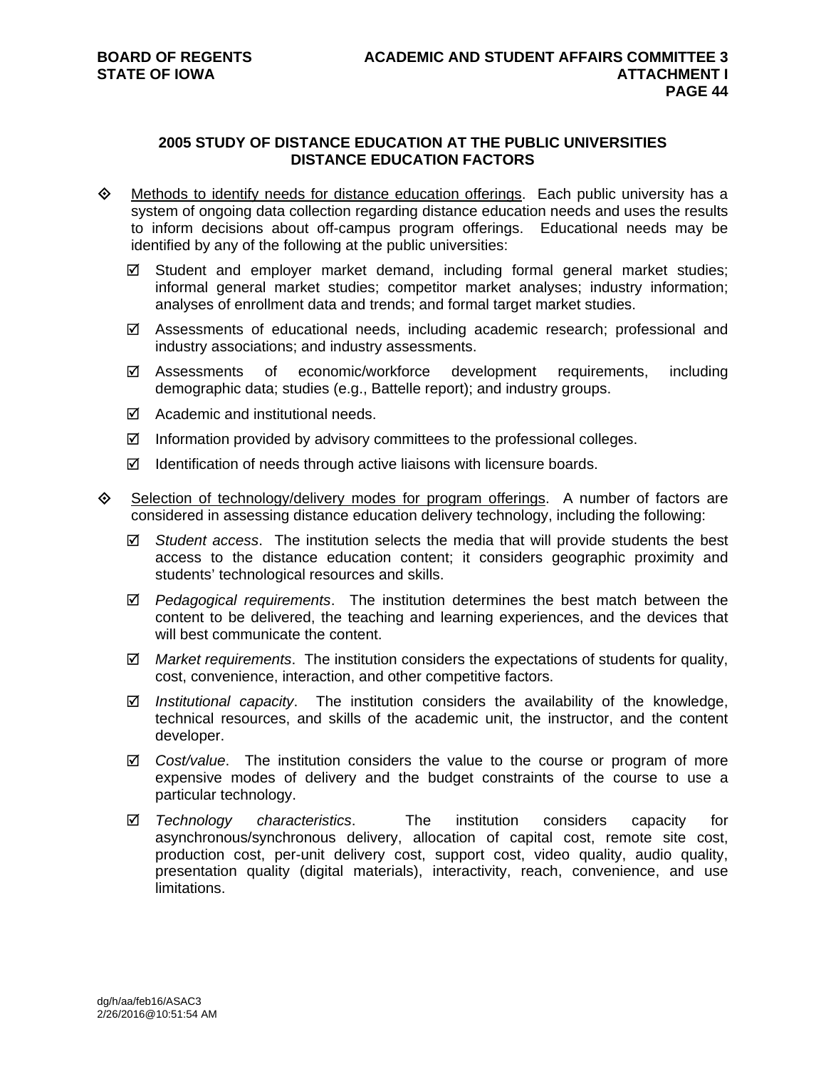## 2005 STUDY OF DISTANCE EDUCATION AT THE PUBLIC UNIVERSITIES
## DISTANCE EDUCATION FACTORS

- Methods to identify needs for distance education offerings. Each public university has a system of ongoing data collection regarding distance education needs and uses the results to inform decisions about off-campus program offerings. Educational needs may be identified by any of the following at the public universities:
  - ☑ Student and employer market demand, including formal general market studies; informal general market studies; competitor market analyses; industry information; analyses of enrollment data and trends; and formal target market studies.
  - ☑ Assessments of educational needs, including academic research; professional and industry associations; and industry assessments.
  - ☑ Assessments of economic/workforce development requirements, including demographic data; studies (e.g., Battelle report); and industry groups.
  - ☑ Academic and institutional needs.
  - ☑ Information provided by advisory committees to the professional colleges.
  - ☑ Identification of needs through active liaisons with licensure boards.

- Selection of technology/delivery modes for program offerings. A number of factors are considered in assessing distance education delivery technology, including the following:
  - ☑ *Student access*. The institution selects the media that will provide students the best access to the distance education content; it considers geographic proximity and students' technological resources and skills.
  - ☑ *Pedagogical requirements*. The institution determines the best match between the content to be delivered, the teaching and learning experiences, and the devices that will best communicate the content.
  - ☑ *Market requirements*. The institution considers the expectations of students for quality, cost, convenience, interaction, and other competitive factors.
  - ☑ *Institutional capacity*. The institution considers the availability of the knowledge, technical resources, and skills of the academic unit, the instructor, and the content developer.
  - ☑ *Cost/value*. The institution considers the value to the course or program of more expensive modes of delivery and the budget constraints of the course to use a particular technology.
  - ☑ *Technology characteristics*. The institution considers capacity for asynchronous/synchronous delivery, allocation of capital cost, remote site cost, production cost, per-unit delivery cost, support cost, video quality, audio quality, presentation quality (digital materials), interactivity, reach, convenience, and use limitations.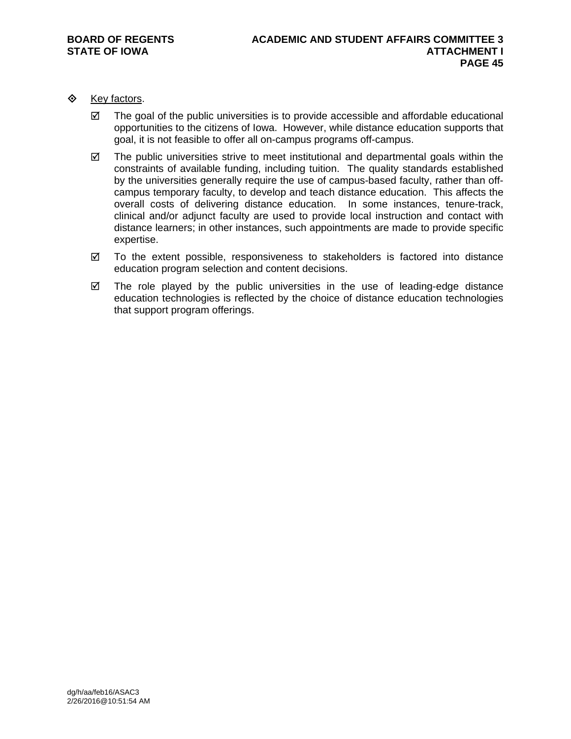- Key factors.

  - ☑ The goal of the public universities is to provide accessible and affordable educational opportunities to the citizens of Iowa. However, while distance education supports that goal, it is not feasible to offer all on-campus programs off-campus.

  - ☑ The public universities strive to meet institutional and departmental goals within the constraints of available funding, including tuition. The quality standards established by the universities generally require the use of campus-based faculty, rather than off-campus temporary faculty, to develop and teach distance education. This affects the overall costs of delivering distance education. In some instances, tenure-track, clinical and/or adjunct faculty are used to provide local instruction and contact with distance learners; in other instances, such appointments are made to provide specific expertise.

  - ☑ To the extent possible, responsiveness to stakeholders is factored into distance education program selection and content decisions.

  - ☑ The role played by the public universities in the use of leading-edge distance education technologies is reflected by the choice of distance education technologies that support program offerings.